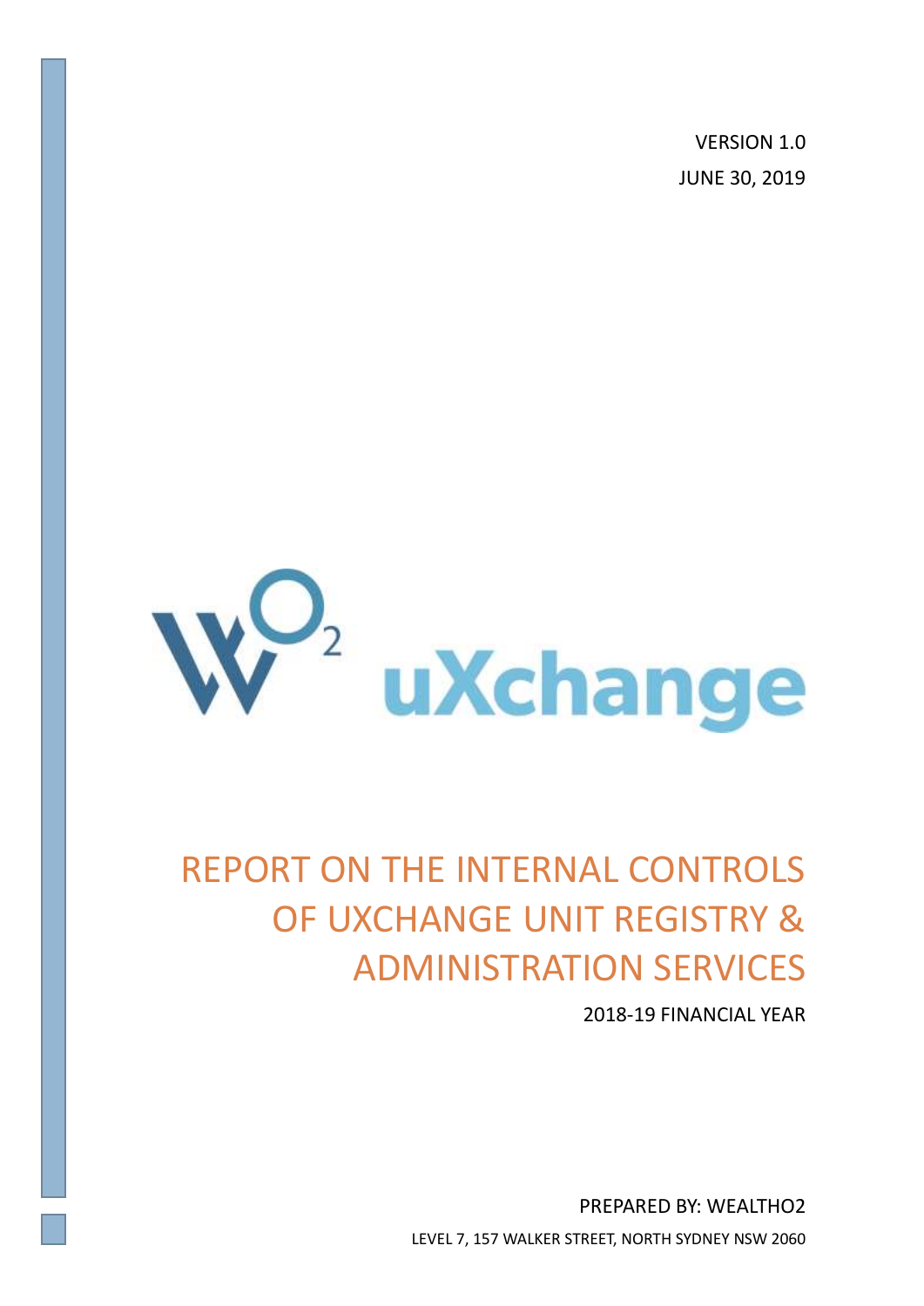VERSION 1.0

JUNE 30, 2019

uXchange

# REPORT ON THE INTERNAL CONTROLS OF UXCHANGE UNIT REGISTRY & ADMINISTRATION SERVICES

2018-19 FINANCIAL YEAR

PREPARED BY: WEALTHO2

LEVEL 7, 157 WALKER STREET, NORTH SYDNEY NSW 2060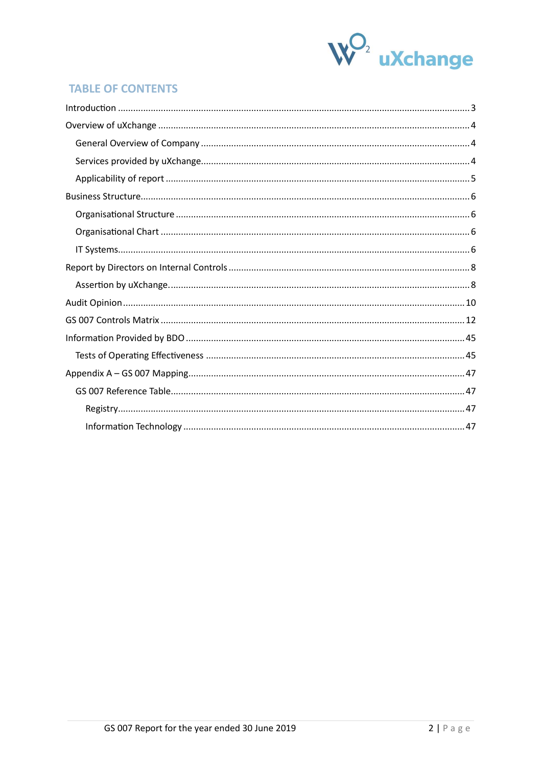## TABLE OF CONTENTS

- Introduction ........ 3
- Overview of uXchange ........ 4
  - General Overview of Company ........ 4
  - Services provided by uXchange ........ 4
  - Applicability of report ........ 5
- Business Structure ........ 6
  - Organisational Structure ........ 6
  - Organisational Chart ........ 6
  - IT Systems ........ 6
- Report by Directors on Internal Controls ........ 8
  - Assertion by uXchange. ........ 8
- Audit Opinion ........ 10
- GS 007 Controls Matrix ........ 12
- Information Provided by BDO ........ 45
  - Tests of Operating Effectiveness ........ 45
- Appendix A – GS 007 Mapping ........ 47
  - GS 007 Reference Table ........ 47
    - Registry ........ 47
    - Information Technology ........ 47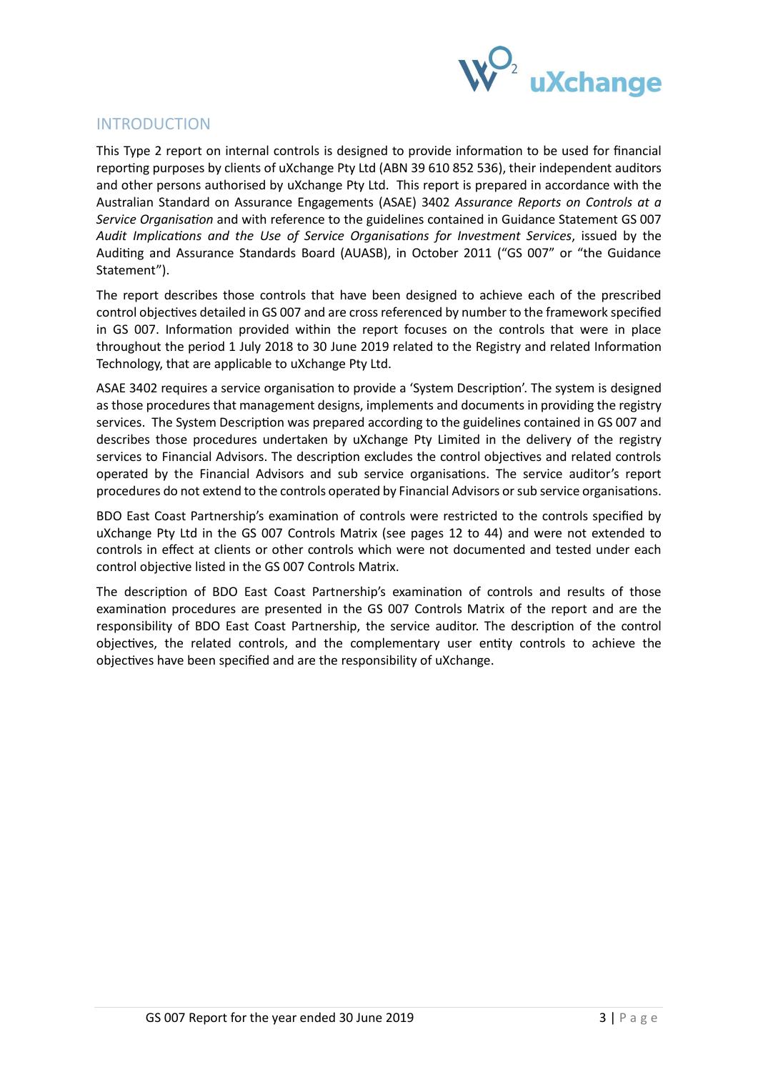## INTRODUCTION

This Type 2 report on internal controls is designed to provide information to be used for financial reporting purposes by clients of uXchange Pty Ltd (ABN 39 610 852 536), their independent auditors and other persons authorised by uXchange Pty Ltd. This report is prepared in accordance with the Australian Standard on Assurance Engagements (ASAE) 3402 *Assurance Reports on Controls at a Service Organisation* and with reference to the guidelines contained in Guidance Statement GS 007 *Audit Implications and the Use of Service Organisations for Investment Services*, issued by the Auditing and Assurance Standards Board (AUASB), in October 2011 ("GS 007" or "the Guidance Statement").

The report describes those controls that have been designed to achieve each of the prescribed control objectives detailed in GS 007 and are cross referenced by number to the framework specified in GS 007. Information provided within the report focuses on the controls that were in place throughout the period 1 July 2018 to 30 June 2019 related to the Registry and related Information Technology, that are applicable to uXchange Pty Ltd.

ASAE 3402 requires a service organisation to provide a 'System Description'. The system is designed as those procedures that management designs, implements and documents in providing the registry services. The System Description was prepared according to the guidelines contained in GS 007 and describes those procedures undertaken by uXchange Pty Limited in the delivery of the registry services to Financial Advisors. The description excludes the control objectives and related controls operated by the Financial Advisors and sub service organisations. The service auditor's report procedures do not extend to the controls operated by Financial Advisors or sub service organisations.

BDO East Coast Partnership's examination of controls were restricted to the controls specified by uXchange Pty Ltd in the GS 007 Controls Matrix (see pages 12 to 44) and were not extended to controls in effect at clients or other controls which were not documented and tested under each control objective listed in the GS 007 Controls Matrix.

The description of BDO East Coast Partnership's examination of controls and results of those examination procedures are presented in the GS 007 Controls Matrix of the report and are the responsibility of BDO East Coast Partnership, the service auditor. The description of the control objectives, the related controls, and the complementary user entity controls to achieve the objectives have been specified and are the responsibility of uXchange.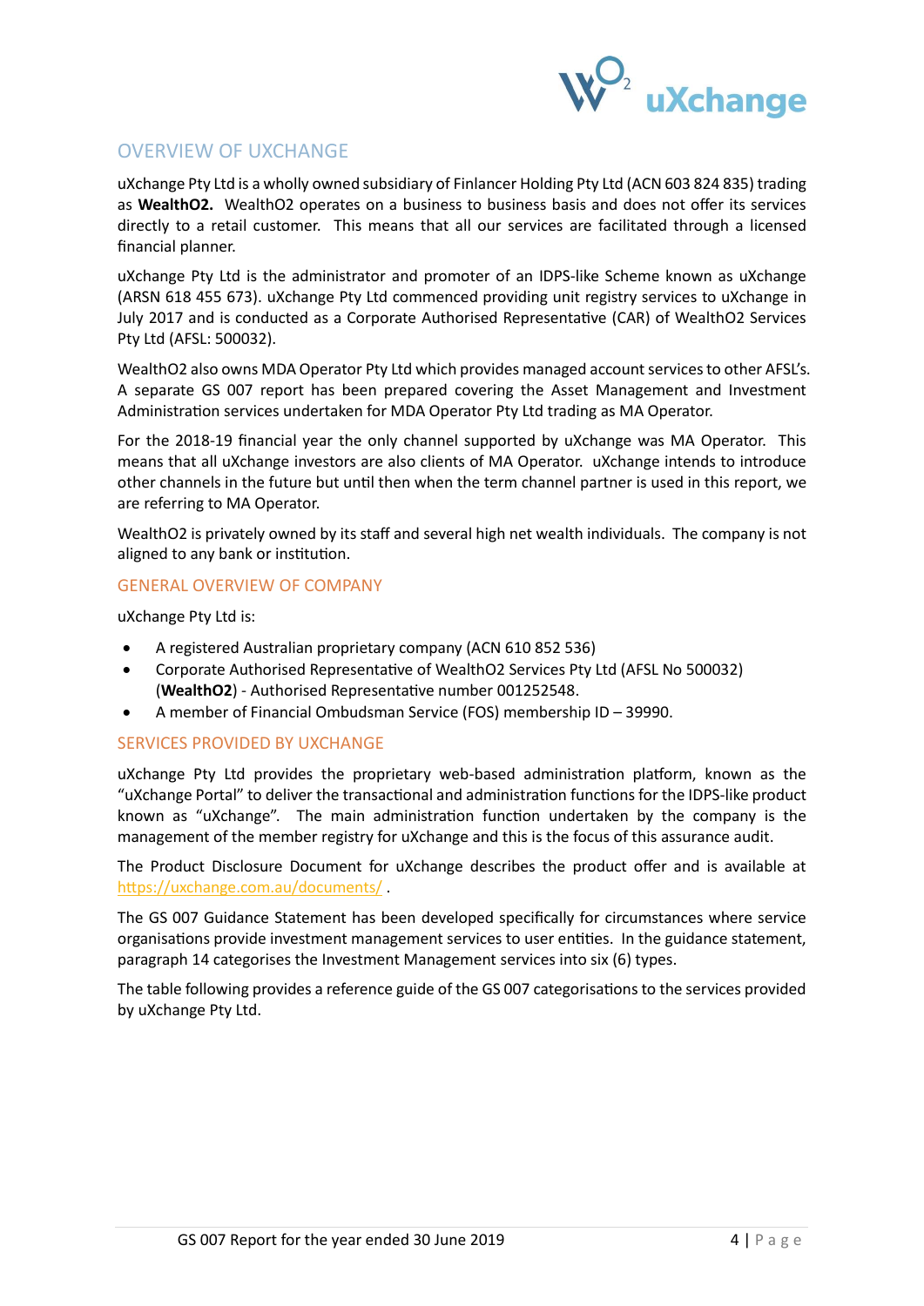## OVERVIEW OF UXCHANGE

uXchange Pty Ltd is a wholly owned subsidiary of Finlancer Holding Pty Ltd (ACN 603 824 835) trading as **WealthO2.** WealthO2 operates on a business to business basis and does not offer its services directly to a retail customer. This means that all our services are facilitated through a licensed financial planner.

uXchange Pty Ltd is the administrator and promoter of an IDPS-like Scheme known as uXchange (ARSN 618 455 673). uXchange Pty Ltd commenced providing unit registry services to uXchange in July 2017 and is conducted as a Corporate Authorised Representative (CAR) of WealthO2 Services Pty Ltd (AFSL: 500032).

WealthO2 also owns MDA Operator Pty Ltd which provides managed account services to other AFSL's. A separate GS 007 report has been prepared covering the Asset Management and Investment Administration services undertaken for MDA Operator Pty Ltd trading as MA Operator.

For the 2018-19 financial year the only channel supported by uXchange was MA Operator. This means that all uXchange investors are also clients of MA Operator. uXchange intends to introduce other channels in the future but until then when the term channel partner is used in this report, we are referring to MA Operator.

WealthO2 is privately owned by its staff and several high net wealth individuals. The company is not aligned to any bank or institution.

### GENERAL OVERVIEW OF COMPANY

uXchange Pty Ltd is:

- A registered Australian proprietary company (ACN 610 852 536)
- Corporate Authorised Representative of WealthO2 Services Pty Ltd (AFSL No 500032) (**WealthO2**) - Authorised Representative number 001252548.
- A member of Financial Ombudsman Service (FOS) membership ID – 39990.

### SERVICES PROVIDED BY UXCHANGE

uXchange Pty Ltd provides the proprietary web-based administration platform, known as the "uXchange Portal" to deliver the transactional and administration functions for the IDPS-like product known as "uXchange". The main administration function undertaken by the company is the management of the member registry for uXchange and this is the focus of this assurance audit.

The Product Disclosure Document for uXchange describes the product offer and is available at https://uxchange.com.au/documents/ .

The GS 007 Guidance Statement has been developed specifically for circumstances where service organisations provide investment management services to user entities. In the guidance statement, paragraph 14 categorises the Investment Management services into six (6) types.

The table following provides a reference guide of the GS 007 categorisations to the services provided by uXchange Pty Ltd.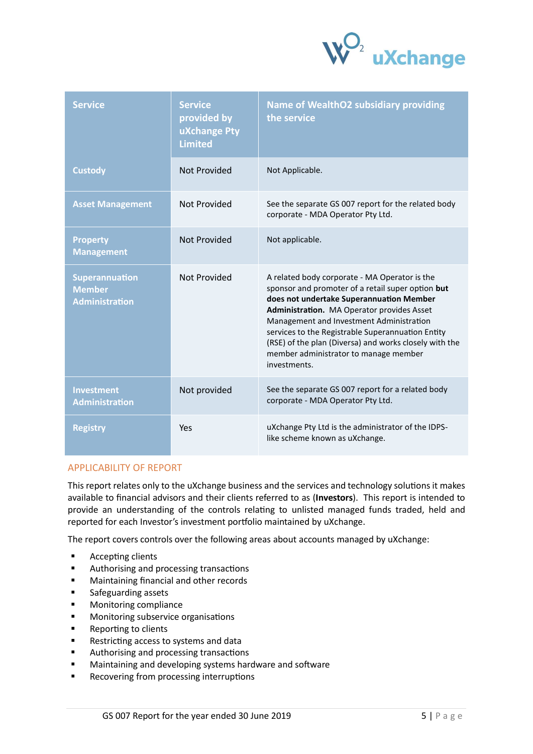| Service | Service provided by uXchange Pty Limited | Name of WealthO2 subsidiary providing the service |
|---|---|---|
| Custody | Not Provided | Not Applicable. |
| Asset Management | Not Provided | See the separate GS 007 report for the related body corporate - MDA Operator Pty Ltd. |
| Property Management | Not Provided | Not applicable. |
| Superannuation Member Administration | Not Provided | A related body corporate - MA Operator is the sponsor and promoter of a retail super option **but does not undertake Superannuation Member Administration.** MA Operator provides Asset Management and Investment Administration services to the Registrable Superannuation Entity (RSE) of the plan (Diversa) and works closely with the member administrator to manage member investments. |
| Investment Administration | Not provided | See the separate GS 007 report for a related body corporate - MDA Operator Pty Ltd. |
| Registry | Yes | uXchange Pty Ltd is the administrator of the IDPS-like scheme known as uXchange. |

## APPLICABILITY OF REPORT

This report relates only to the uXchange business and the services and technology solutions it makes available to financial advisors and their clients referred to as (**Investors**). This report is intended to provide an understanding of the controls relating to unlisted managed funds traded, held and reported for each Investor's investment portfolio maintained by uXchange.

The report covers controls over the following areas about accounts managed by uXchange:

- Accepting clients
- Authorising and processing transactions
- Maintaining financial and other records
- Safeguarding assets
- Monitoring compliance
- Monitoring subservice organisations
- Reporting to clients
- Restricting access to systems and data
- Authorising and processing transactions
- Maintaining and developing systems hardware and software
- Recovering from processing interruptions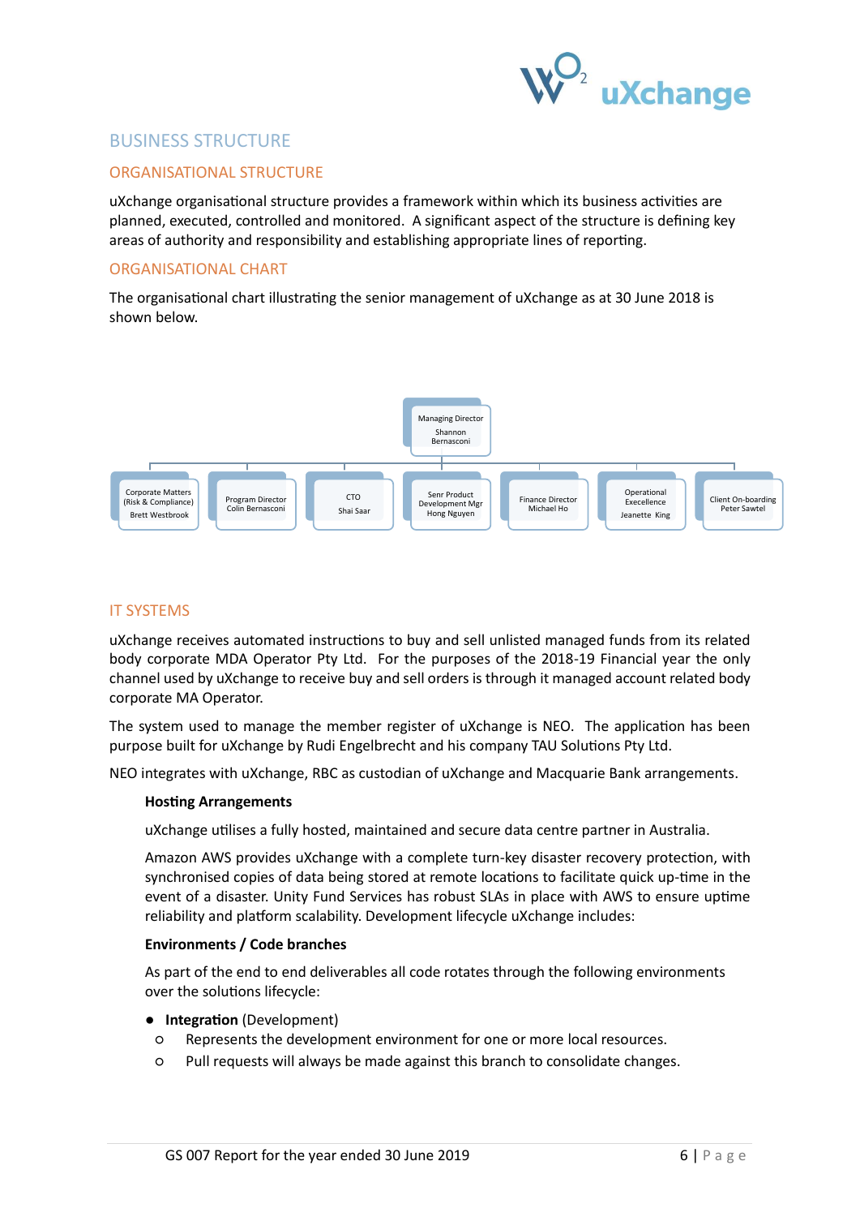# BUSINESS STRUCTURE

## ORGANISATIONAL STRUCTURE

uXchange organisational structure provides a framework within which its business activities are planned, executed, controlled and monitored. A significant aspect of the structure is defining key areas of authority and responsibility and establishing appropriate lines of reporting.

## ORGANISATIONAL CHART

The organisational chart illustrating the senior management of uXchange as at 30 June 2018 is shown below.

Managing Director
Shannon Bernasconi

- Corporate Matters (Risk & Compliance) – Brett Westbrook
- Program Director – Colin Bernasconi
- CTO – Shai Saar
- Senr Product Development Mgr – Hong Nguyen
- Finance Director – Michael Ho
- Operational Exeecellence – Jeanette King
- Client On-boarding – Peter Sawtel

## IT SYSTEMS

uXchange receives automated instructions to buy and sell unlisted managed funds from its related body corporate MDA Operator Pty Ltd. For the purposes of the 2018-19 Financial year the only channel used by uXchange to receive buy and sell orders is through it managed account related body corporate MA Operator.

The system used to manage the member register of uXchange is NEO. The application has been purpose built for uXchange by Rudi Engelbrecht and his company TAU Solutions Pty Ltd.

NEO integrates with uXchange, RBC as custodian of uXchange and Macquarie Bank arrangements.

**Hosting Arrangements**

uXchange utilises a fully hosted, maintained and secure data centre partner in Australia.

Amazon AWS provides uXchange with a complete turn-key disaster recovery protection, with synchronised copies of data being stored at remote locations to facilitate quick up-time in the event of a disaster. Unity Fund Services has robust SLAs in place with AWS to ensure uptime reliability and platform scalability. Development lifecycle uXchange includes:

**Environments / Code branches**

As part of the end to end deliverables all code rotates through the following environments over the solutions lifecycle:

- **Integration** (Development)
  - Represents the development environment for one or more local resources.
  - Pull requests will always be made against this branch to consolidate changes.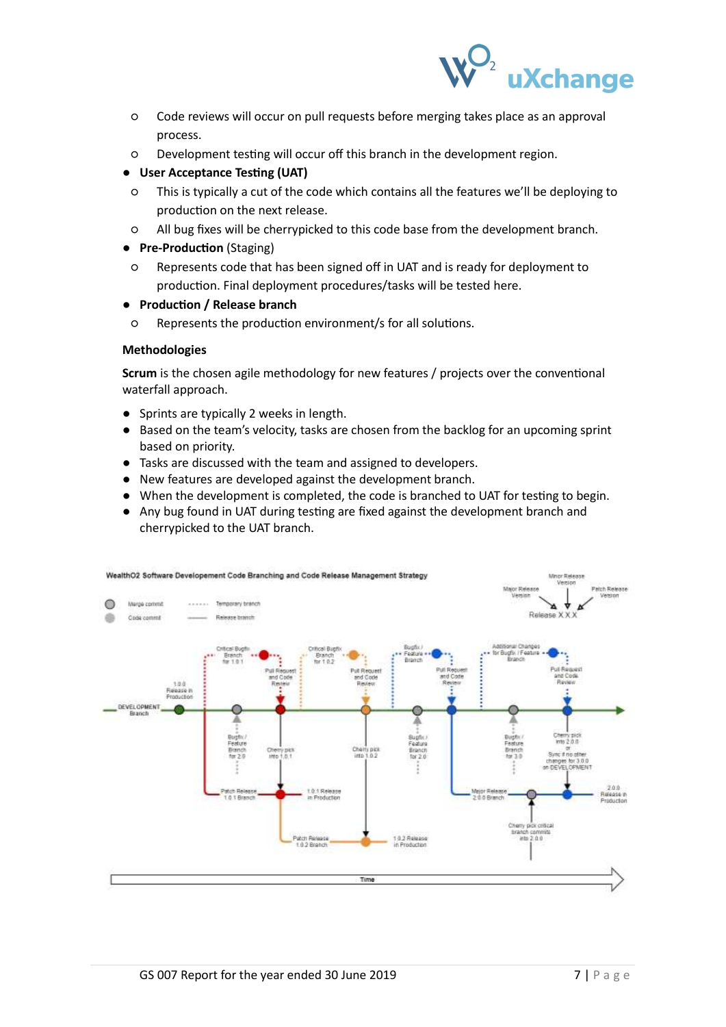- Code reviews will occur on pull requests before merging takes place as an approval process.
  - Development testing will occur off this branch in the development region.
- **User Acceptance Testing (UAT)**
  - This is typically a cut of the code which contains all the features we'll be deploying to production on the next release.
  - All bug fixes will be cherrypicked to this code base from the development branch.
- **Pre-Production** (Staging)
  - Represents code that has been signed off in UAT and is ready for deployment to production. Final deployment procedures/tasks will be tested here.
- **Production / Release branch**
  - Represents the production environment/s for all solutions.

**Methodologies**

**Scrum** is the chosen agile methodology for new features / projects over the conventional waterfall approach.

- Sprints are typically 2 weeks in length.
- Based on the team's velocity, tasks are chosen from the backlog for an upcoming sprint based on priority.
- Tasks are discussed with the team and assigned to developers.
- New features are developed against the development branch.
- When the development is completed, the code is branched to UAT for testing to begin.
- Any bug found in UAT during testing are fixed against the development branch and cherrypicked to the UAT branch.

WealthO2 Software Developement Code Branching and Code Release Management Strategy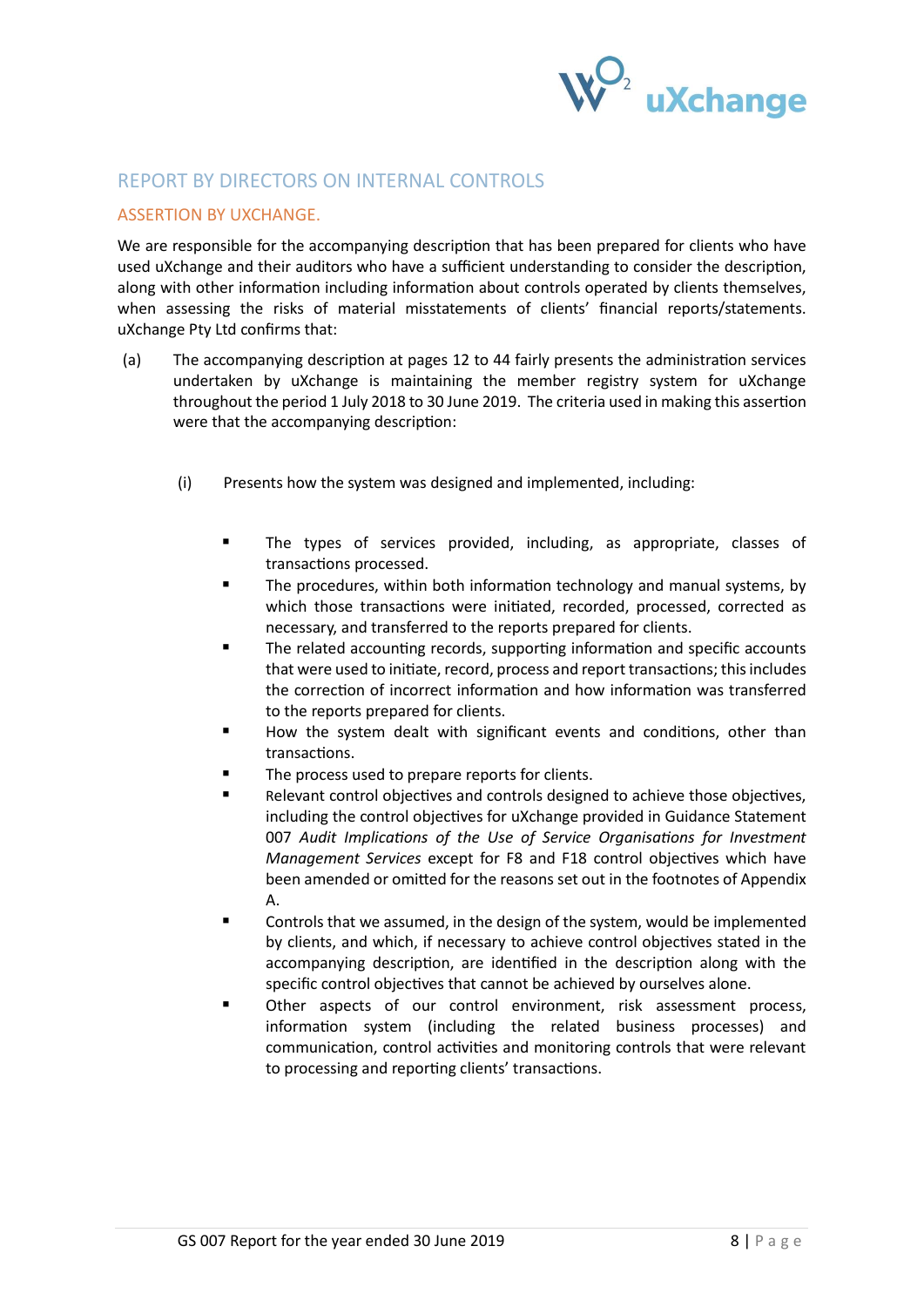## REPORT BY DIRECTORS ON INTERNAL CONTROLS

### ASSERTION BY UXCHANGE.

We are responsible for the accompanying description that has been prepared for clients who have used uXchange and their auditors who have a sufficient understanding to consider the description, along with other information including information about controls operated by clients themselves, when assessing the risks of material misstatements of clients' financial reports/statements. uXchange Pty Ltd confirms that:

(a) The accompanying description at pages 12 to 44 fairly presents the administration services undertaken by uXchange is maintaining the member registry system for uXchange throughout the period 1 July 2018 to 30 June 2019. The criteria used in making this assertion were that the accompanying description:

(i) Presents how the system was designed and implemented, including:

- The types of services provided, including, as appropriate, classes of transactions processed.
- The procedures, within both information technology and manual systems, by which those transactions were initiated, recorded, processed, corrected as necessary, and transferred to the reports prepared for clients.
- The related accounting records, supporting information and specific accounts that were used to initiate, record, process and report transactions; this includes the correction of incorrect information and how information was transferred to the reports prepared for clients.
- How the system dealt with significant events and conditions, other than transactions.
- The process used to prepare reports for clients.
- Relevant control objectives and controls designed to achieve those objectives, including the control objectives for uXchange provided in Guidance Statement 007 *Audit Implications of the Use of Service Organisations for Investment Management Services* except for F8 and F18 control objectives which have been amended or omitted for the reasons set out in the footnotes of Appendix A.
- Controls that we assumed, in the design of the system, would be implemented by clients, and which, if necessary to achieve control objectives stated in the accompanying description, are identified in the description along with the specific control objectives that cannot be achieved by ourselves alone.
- Other aspects of our control environment, risk assessment process, information system (including the related business processes) and communication, control activities and monitoring controls that were relevant to processing and reporting clients' transactions.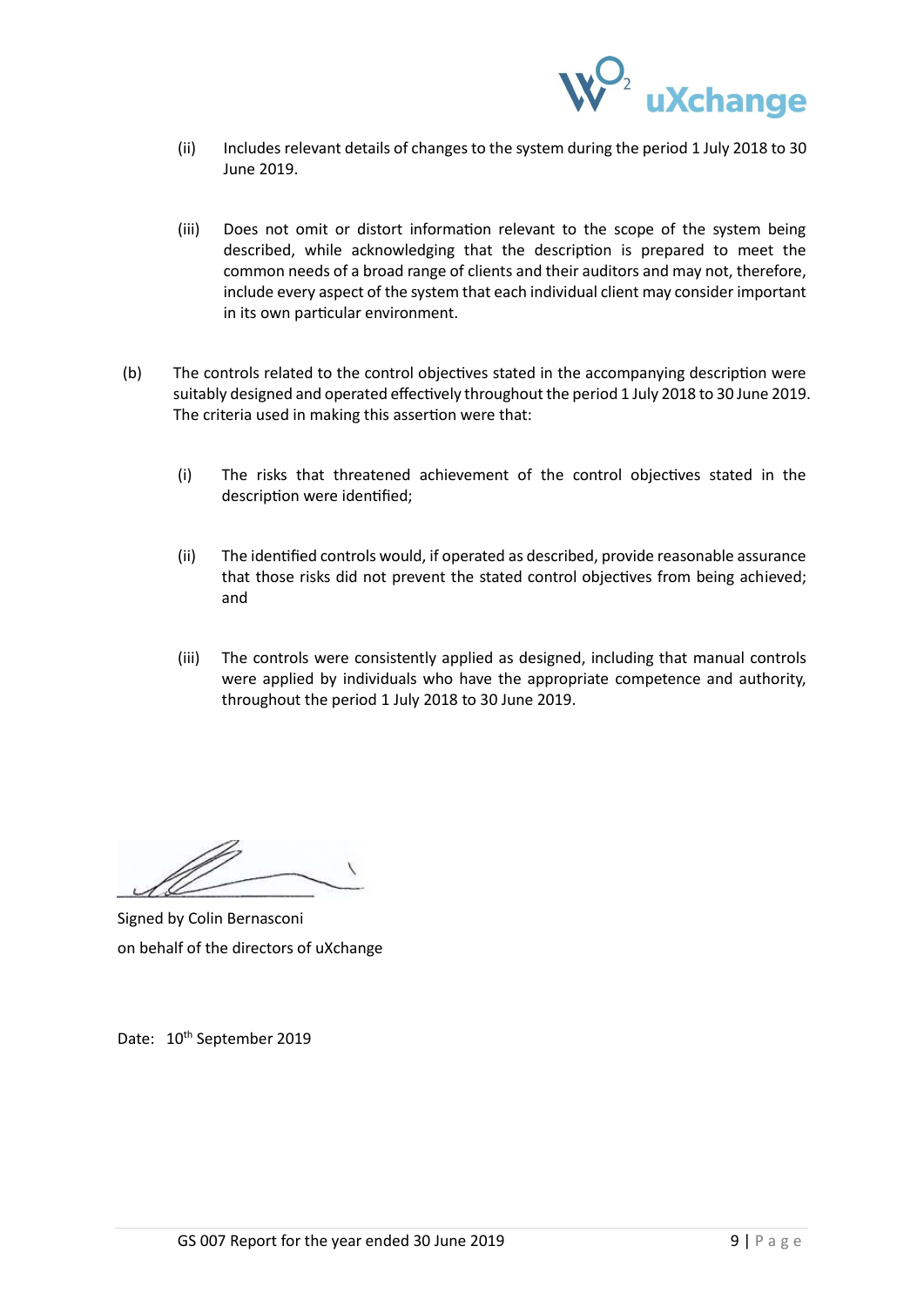(ii) Includes relevant details of changes to the system during the period 1 July 2018 to 30 June 2019.

(iii) Does not omit or distort information relevant to the scope of the system being described, while acknowledging that the description is prepared to meet the common needs of a broad range of clients and their auditors and may not, therefore, include every aspect of the system that each individual client may consider important in its own particular environment.

(b) The controls related to the control objectives stated in the accompanying description were suitably designed and operated effectively throughout the period 1 July 2018 to 30 June 2019. The criteria used in making this assertion were that:

(i) The risks that threatened achievement of the control objectives stated in the description were identified;

(ii) The identified controls would, if operated as described, provide reasonable assurance that those risks did not prevent the stated control objectives from being achieved; and

(iii) The controls were consistently applied as designed, including that manual controls were applied by individuals who have the appropriate competence and authority, throughout the period 1 July 2018 to 30 June 2019.

Signed by Colin Bernasconi
on behalf of the directors of uXchange

Date: 10th September 2019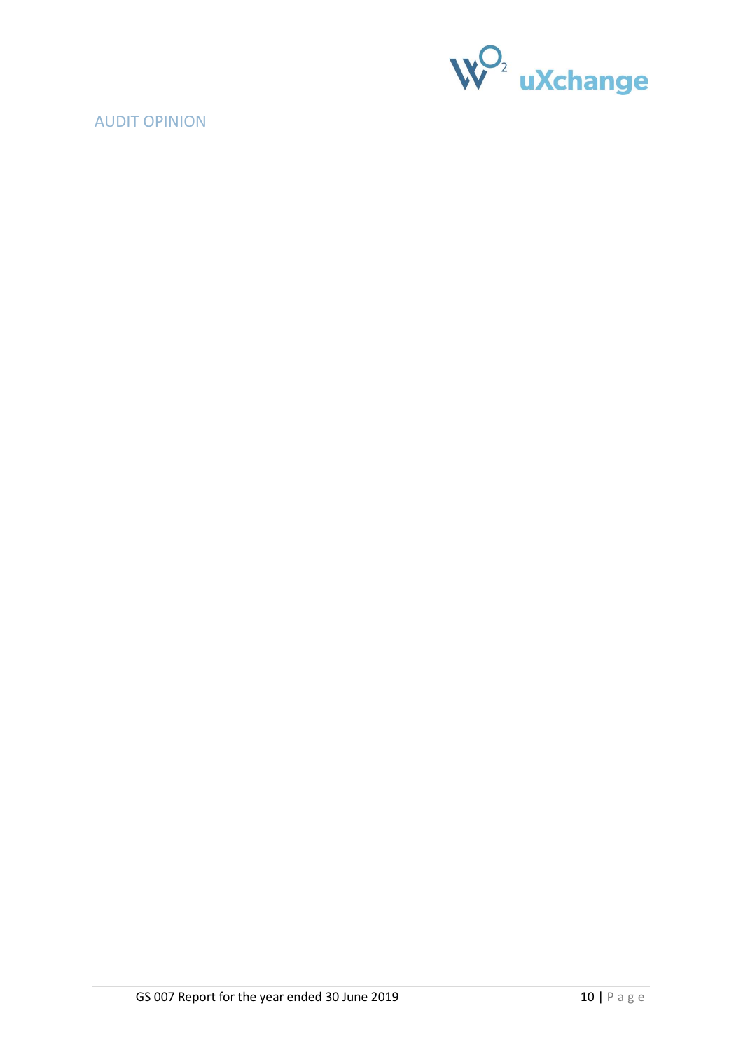## AUDIT OPINION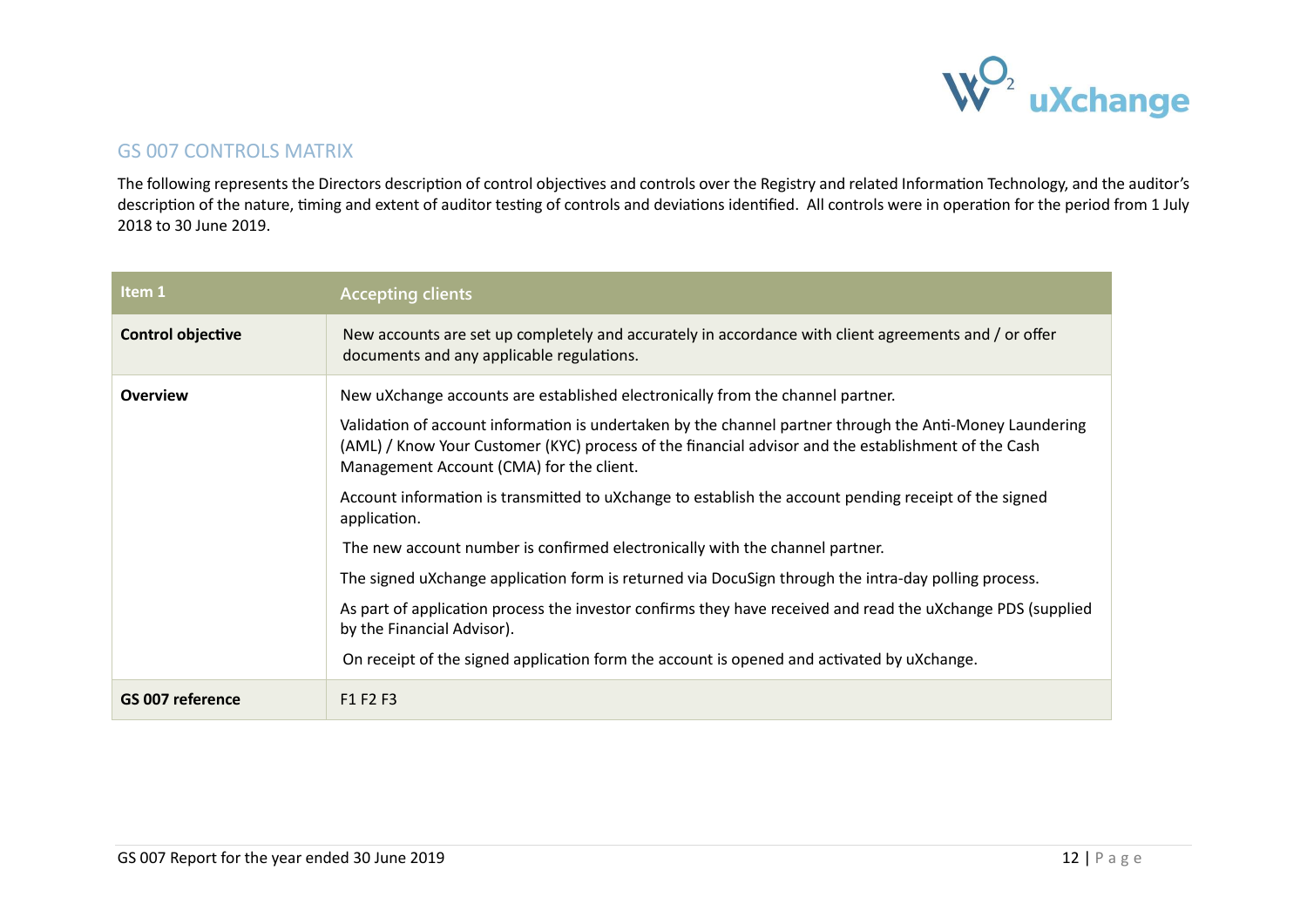## GS 007 CONTROLS MATRIX

The following represents the Directors description of control objectives and controls over the Registry and related Information Technology, and the auditor's description of the nature, timing and extent of auditor testing of controls and deviations identified. All controls were in operation for the period from 1 July 2018 to 30 June 2019.

| Item 1 | Accepting clients |
|---|---|
| **Control objective** | New accounts are set up completely and accurately in accordance with client agreements and / or offer documents and any applicable regulations. |
| **Overview** | New uXchange accounts are established electronically from the channel partner.<br><br>Validation of account information is undertaken by the channel partner through the Anti-Money Laundering (AML) / Know Your Customer (KYC) process of the financial advisor and the establishment of the Cash Management Account (CMA) for the client.<br><br>Account information is transmitted to uXchange to establish the account pending receipt of the signed application.<br><br>The new account number is confirmed electronically with the channel partner.<br><br>The signed uXchange application form is returned via DocuSign through the intra-day polling process.<br><br>As part of application process the investor confirms they have received and read the uXchange PDS (supplied by the Financial Advisor).<br><br>On receipt of the signed application form the account is opened and activated by uXchange. |
| **GS 007 reference** | F1 F2 F3 |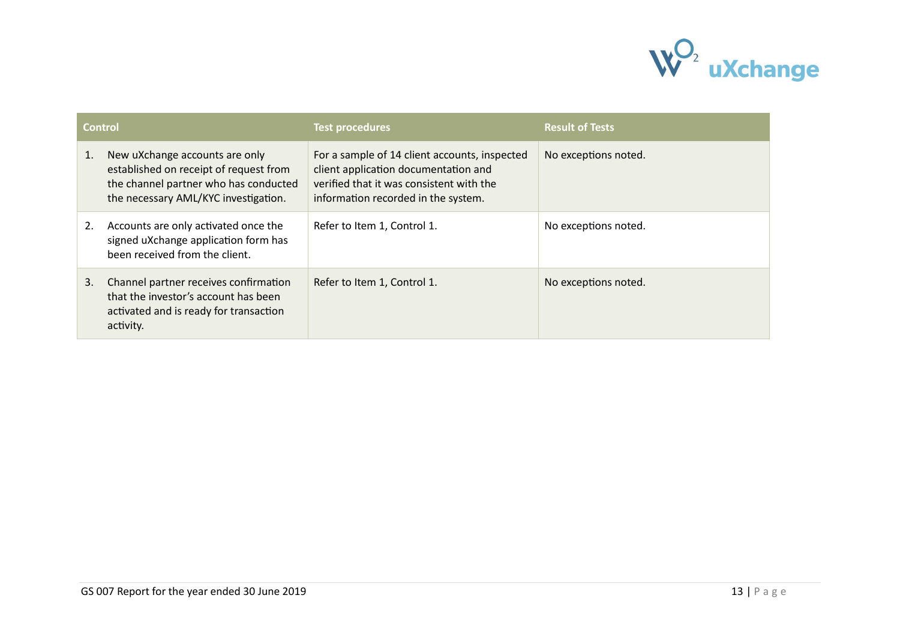| Control | Test procedures | Result of Tests |
|---|---|---|
| 1. New uXchange accounts are only established on receipt of request from the channel partner who has conducted the necessary AML/KYC investigation. | For a sample of 14 client accounts, inspected client application documentation and verified that it was consistent with the information recorded in the system. | No exceptions noted. |
| 2. Accounts are only activated once the signed uXchange application form has been received from the client. | Refer to Item 1, Control 1. | No exceptions noted. |
| 3. Channel partner receives confirmation that the investor's account has been activated and is ready for transaction activity. | Refer to Item 1, Control 1. | No exceptions noted. |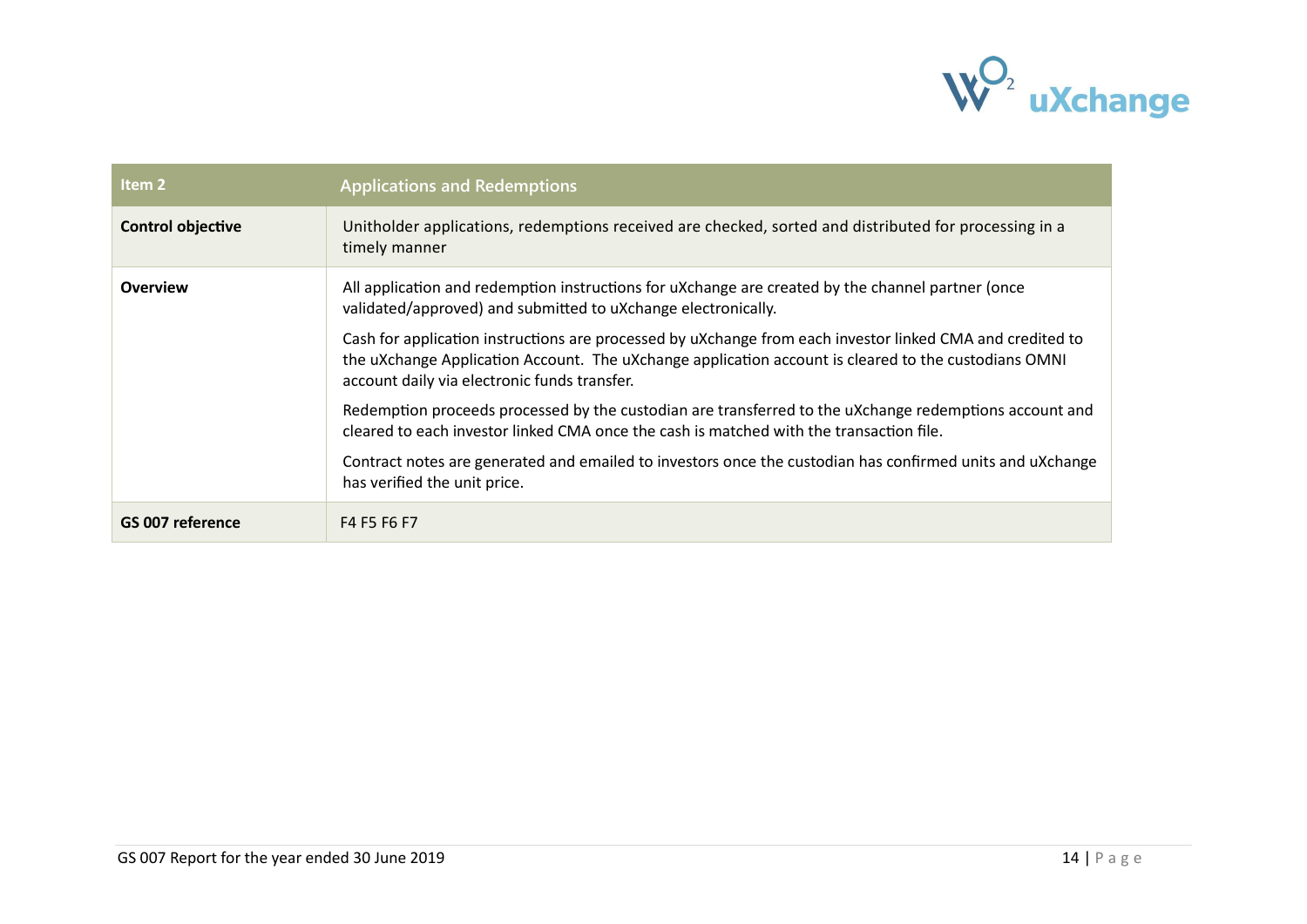| Item 2 | Applications and Redemptions |
|---|---|
| **Control objective** | Unitholder applications, redemptions received are checked, sorted and distributed for processing in a timely manner |
| **Overview** | All application and redemption instructions for uXchange are created by the channel partner (once validated/approved) and submitted to uXchange electronically.<br><br>Cash for application instructions are processed by uXchange from each investor linked CMA and credited to the uXchange Application Account. The uXchange application account is cleared to the custodians OMNI account daily via electronic funds transfer.<br><br>Redemption proceeds processed by the custodian are transferred to the uXchange redemptions account and cleared to each investor linked CMA once the cash is matched with the transaction file.<br><br>Contract notes are generated and emailed to investors once the custodian has confirmed units and uXchange has verified the unit price. |
| **GS 007 reference** | F4 F5 F6 F7 |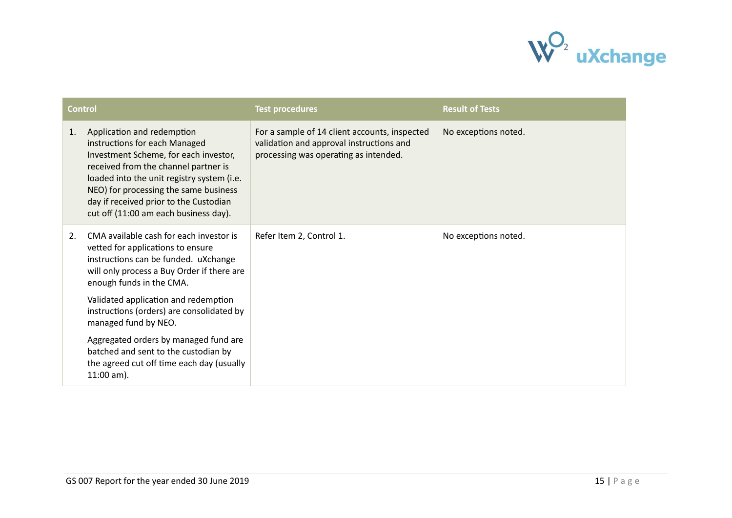| Control | Test procedures | Result of Tests |
|---|---|---|
| 1. Application and redemption instructions for each Managed Investment Scheme, for each investor, received from the channel partner is loaded into the unit registry system (i.e. NEO) for processing the same business day if received prior to the Custodian cut off (11:00 am each business day). | For a sample of 14 client accounts, inspected validation and approval instructions and processing was operating as intended. | No exceptions noted. |
| 2. CMA available cash for each investor is vetted for applications to ensure instructions can be funded. uXchange will only process a Buy Order if there are enough funds in the CMA.<br><br>Validated application and redemption instructions (orders) are consolidated by managed fund by NEO.<br><br>Aggregated orders by managed fund are batched and sent to the custodian by the agreed cut off time each day (usually 11:00 am). | Refer Item 2, Control 1. | No exceptions noted. |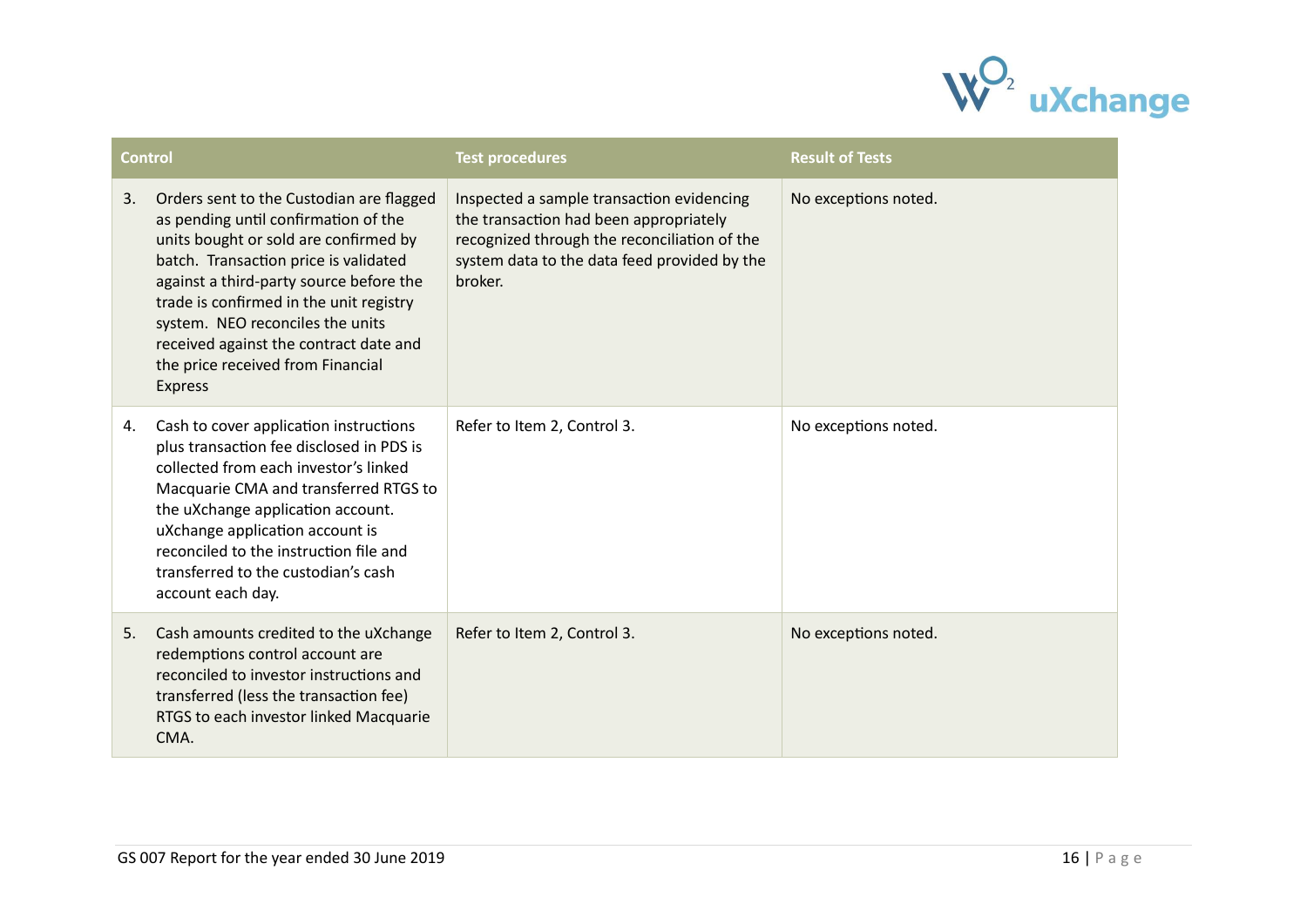| Control | Test procedures | Result of Tests |
|---|---|---|
| 3. Orders sent to the Custodian are flagged as pending until confirmation of the units bought or sold are confirmed by batch. Transaction price is validated against a third-party source before the trade is confirmed in the unit registry system. NEO reconciles the units received against the contract date and the price received from Financial Express | Inspected a sample transaction evidencing the transaction had been appropriately recognized through the reconciliation of the system data to the data feed provided by the broker. | No exceptions noted. |
| 4. Cash to cover application instructions plus transaction fee disclosed in PDS is collected from each investor's linked Macquarie CMA and transferred RTGS to the uXchange application account. uXchange application account is reconciled to the instruction file and transferred to the custodian's cash account each day. | Refer to Item 2, Control 3. | No exceptions noted. |
| 5. Cash amounts credited to the uXchange redemptions control account are reconciled to investor instructions and transferred (less the transaction fee) RTGS to each investor linked Macquarie CMA. | Refer to Item 2, Control 3. | No exceptions noted. |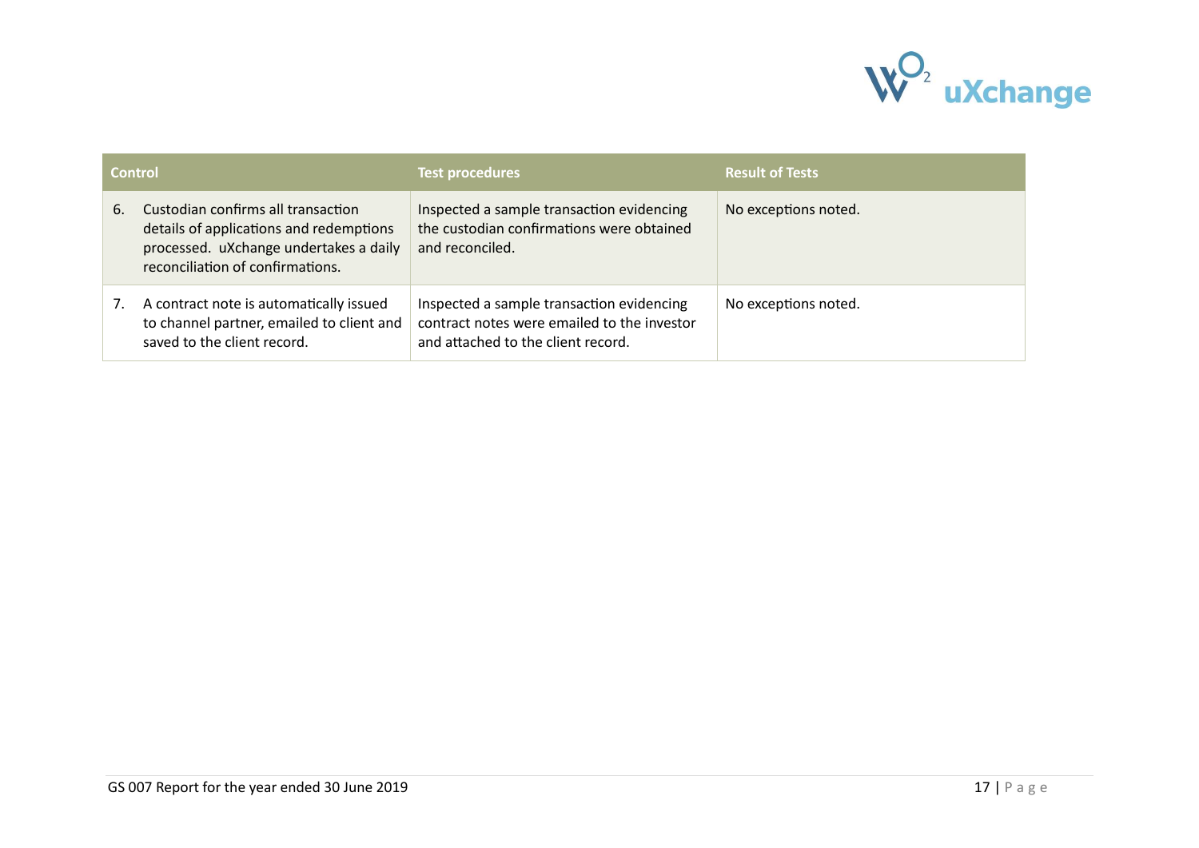| Control | Test procedures | Result of Tests |
| --- | --- | --- |
| 6. Custodian confirms all transaction details of applications and redemptions processed. uXchange undertakes a daily reconciliation of confirmations. | Inspected a sample transaction evidencing the custodian confirmations were obtained and reconciled. | No exceptions noted. |
| 7. A contract note is automatically issued to channel partner, emailed to client and saved to the client record. | Inspected a sample transaction evidencing contract notes were emailed to the investor and attached to the client record. | No exceptions noted. |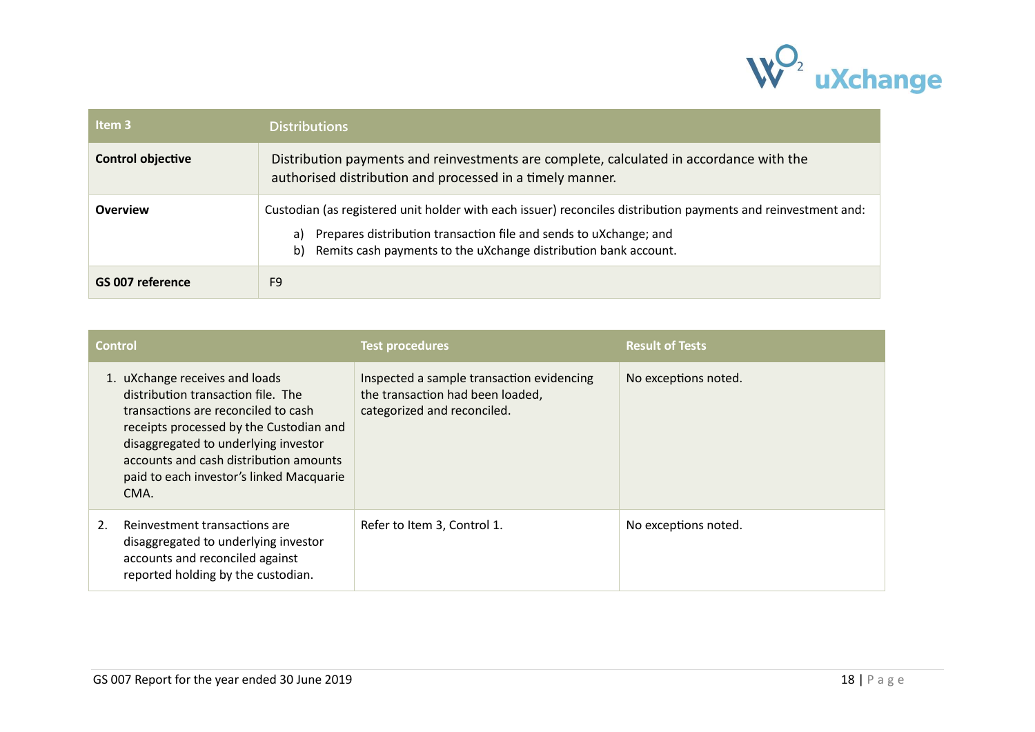| Item 3 | Distributions |
| --- | --- |
| **Control objective** | Distribution payments and reinvestments are complete, calculated in accordance with the authorised distribution and processed in a timely manner. |
| **Overview** | Custodian (as registered unit holder with each issuer) reconciles distribution payments and reinvestment and:<br>a) Prepares distribution transaction file and sends to uXchange; and<br>b) Remits cash payments to the uXchange distribution bank account. |
| **GS 007 reference** | F9 |

| Control | Test procedures | Result of Tests |
| --- | --- | --- |
| 1. uXchange receives and loads distribution transaction file. The transactions are reconciled to cash receipts processed by the Custodian and disaggregated to underlying investor accounts and cash distribution amounts paid to each investor's linked Macquarie CMA. | Inspected a sample transaction evidencing the transaction had been loaded, categorized and reconciled. | No exceptions noted. |
| 2. Reinvestment transactions are disaggregated to underlying investor accounts and reconciled against reported holding by the custodian. | Refer to Item 3, Control 1. | No exceptions noted. |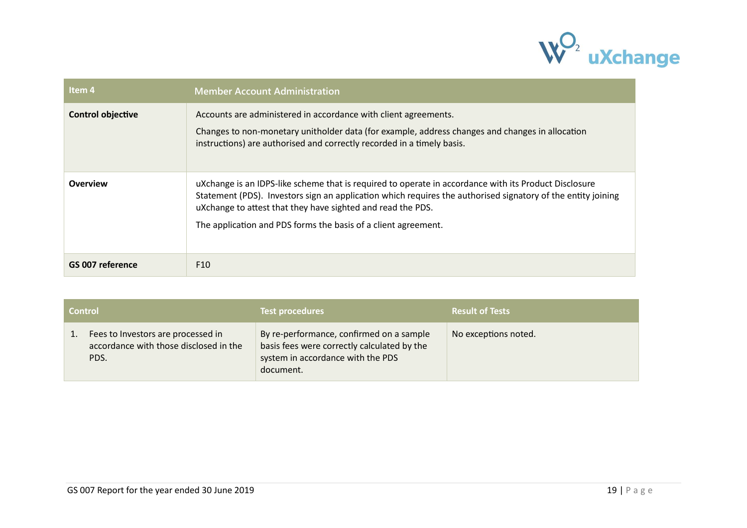| Item 4 | Member Account Administration |
|---|---|
| **Control objective** | Accounts are administered in accordance with client agreements.<br><br>Changes to non-monetary unitholder data (for example, address changes and changes in allocation instructions) are authorised and correctly recorded in a timely basis. |
| **Overview** | uXchange is an IDPS-like scheme that is required to operate in accordance with its Product Disclosure Statement (PDS). Investors sign an application which requires the authorised signatory of the entity joining uXchange to attest that they have sighted and read the PDS.<br><br>The application and PDS forms the basis of a client agreement. |
| **GS 007 reference** | F10 |

| Control | Test procedures | Result of Tests |
|---|---|---|
| 1. Fees to Investors are processed in accordance with those disclosed in the PDS. | By re-performance, confirmed on a sample basis fees were correctly calculated by the system in accordance with the PDS document. | No exceptions noted. |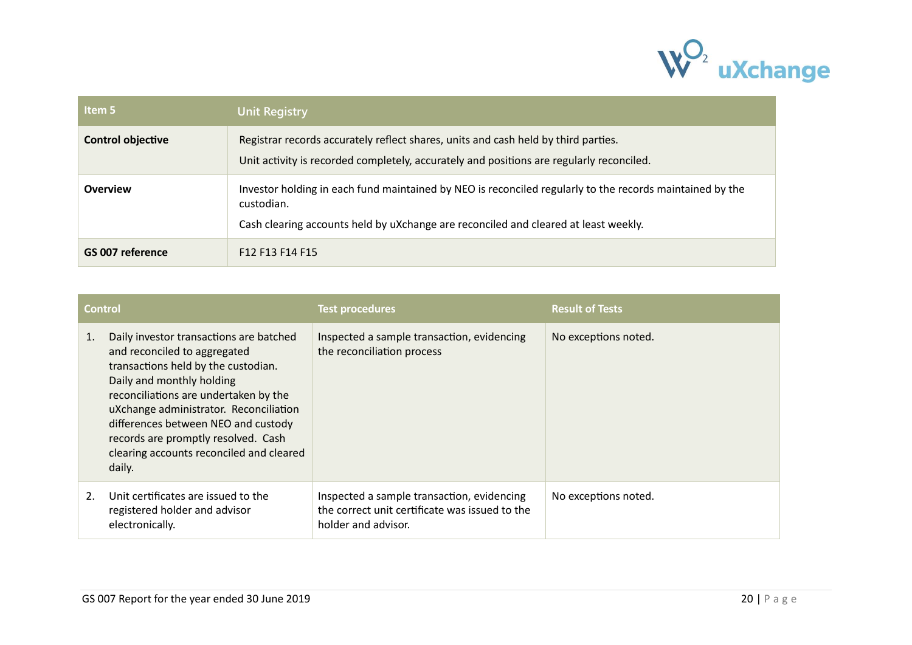| Item 5 | Unit Registry |
|---|---|
| **Control objective** | Registrar records accurately reflect shares, units and cash held by third parties.<br>Unit activity is recorded completely, accurately and positions are regularly reconciled. |
| **Overview** | Investor holding in each fund maintained by NEO is reconciled regularly to the records maintained by the custodian.<br>Cash clearing accounts held by uXchange are reconciled and cleared at least weekly. |
| **GS 007 reference** | F12 F13 F14 F15 |

| Control | Test procedures | Result of Tests |
|---|---|---|
| 1. Daily investor transactions are batched and reconciled to aggregated transactions held by the custodian. Daily and monthly holding reconciliations are undertaken by the uXchange administrator. Reconciliation differences between NEO and custody records are promptly resolved. Cash clearing accounts reconciled and cleared daily. | Inspected a sample transaction, evidencing the reconciliation process | No exceptions noted. |
| 2. Unit certificates are issued to the registered holder and advisor electronically. | Inspected a sample transaction, evidencing the correct unit certificate was issued to the holder and advisor. | No exceptions noted. |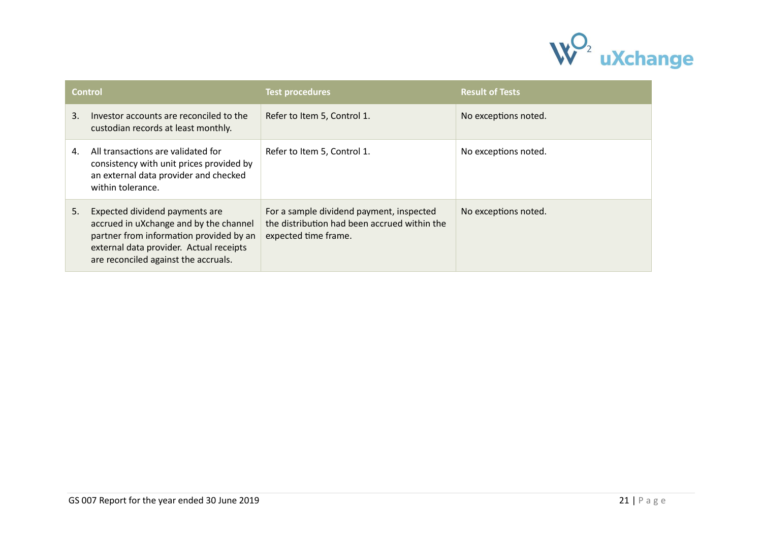| Control | Test procedures | Result of Tests |
| --- | --- | --- |
| 3. Investor accounts are reconciled to the custodian records at least monthly. | Refer to Item 5, Control 1. | No exceptions noted. |
| 4. All transactions are validated for consistency with unit prices provided by an external data provider and checked within tolerance. | Refer to Item 5, Control 1. | No exceptions noted. |
| 5. Expected dividend payments are accrued in uXchange and by the channel partner from information provided by an external data provider. Actual receipts are reconciled against the accruals. | For a sample dividend payment, inspected the distribution had been accrued within the expected time frame. | No exceptions noted. |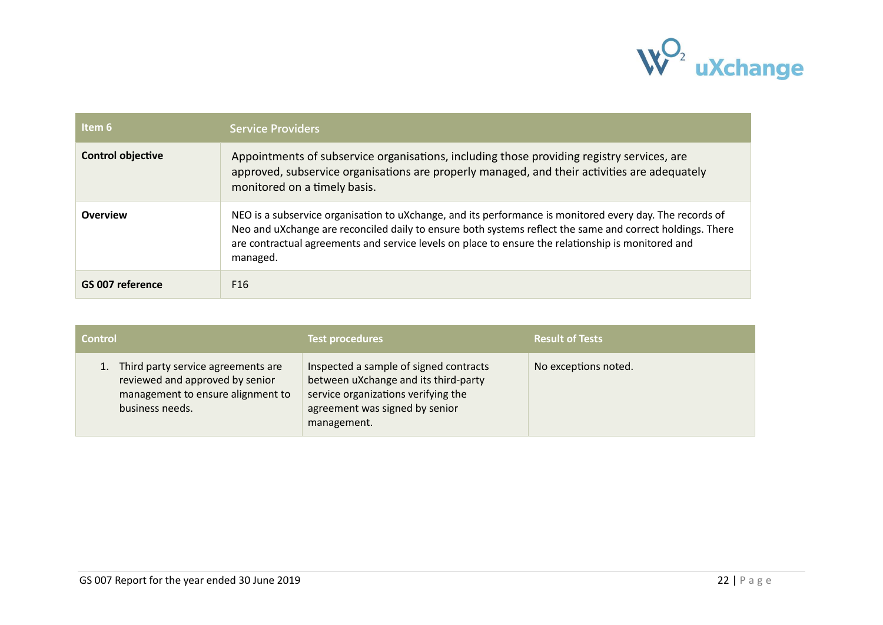| Item 6 | Service Providers |
|---|---|
| **Control objective** | Appointments of subservice organisations, including those providing registry services, are approved, subservice organisations are properly managed, and their activities are adequately monitored on a timely basis. |
| **Overview** | NEO is a subservice organisation to uXchange, and its performance is monitored every day. The records of Neo and uXchange are reconciled daily to ensure both systems reflect the same and correct holdings. There are contractual agreements and service levels on place to ensure the relationship is monitored and managed. |
| **GS 007 reference** | F16 |

| Control | Test procedures | Result of Tests |
|---|---|---|
| 1. Third party service agreements are reviewed and approved by senior management to ensure alignment to business needs. | Inspected a sample of signed contracts between uXchange and its third-party service organizations verifying the agreement was signed by senior management. | No exceptions noted. |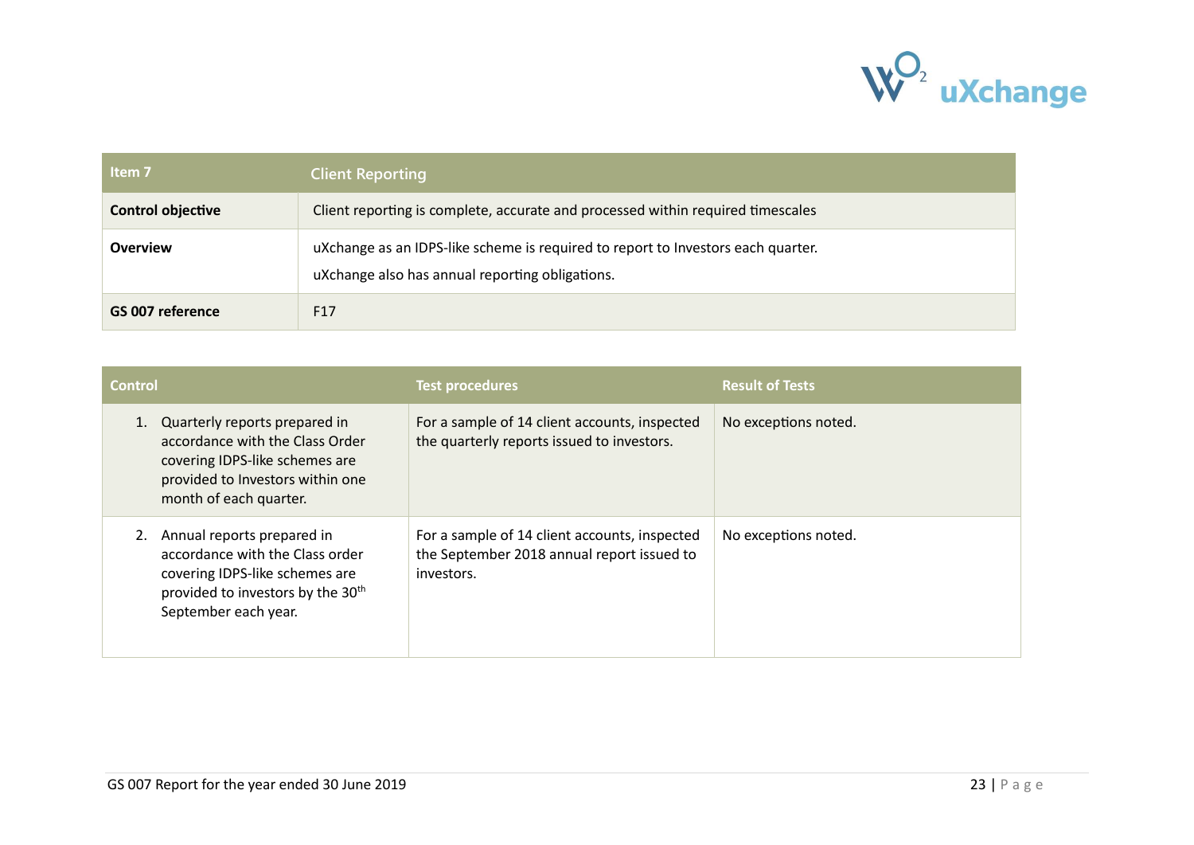| Item 7 | Client Reporting |
|---|---|
| **Control objective** | Client reporting is complete, accurate and processed within required timescales |
| **Overview** | uXchange as an IDPS-like scheme is required to report to Investors each quarter.<br><br>uXchange also has annual reporting obligations. |
| **GS 007 reference** | F17 |

| Control | Test procedures | Result of Tests |
|---|---|---|
| 1. Quarterly reports prepared in accordance with the Class Order covering IDPS-like schemes are provided to Investors within one month of each quarter. | For a sample of 14 client accounts, inspected the quarterly reports issued to investors. | No exceptions noted. |
| 2. Annual reports prepared in accordance with the Class order covering IDPS-like schemes are provided to investors by the 30th September each year. | For a sample of 14 client accounts, inspected the September 2018 annual report issued to investors. | No exceptions noted. |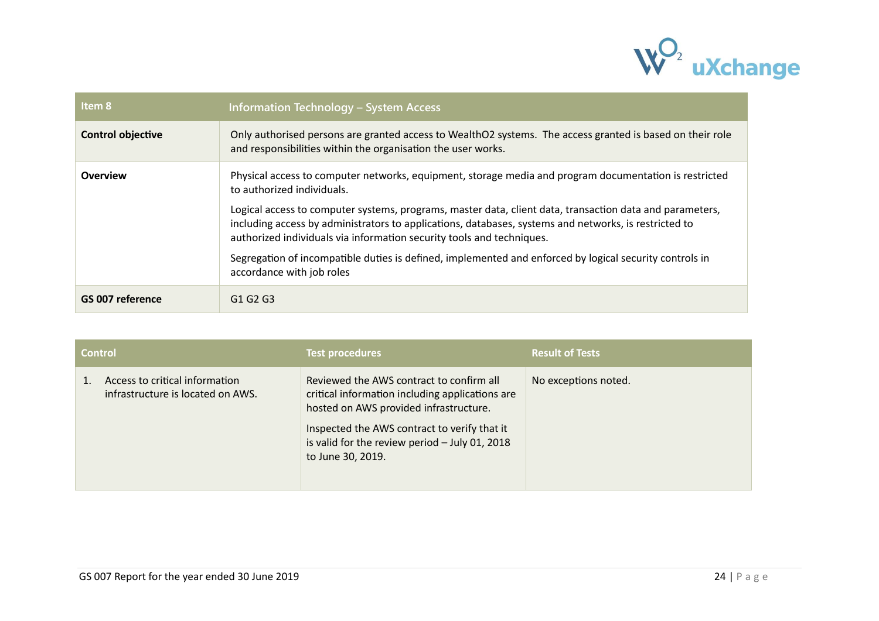| Item 8 | Information Technology – System Access |
| --- | --- |
| **Control objective** | Only authorised persons are granted access to WealthO2 systems. The access granted is based on their role and responsibilities within the organisation the user works. |
| **Overview** | Physical access to computer networks, equipment, storage media and program documentation is restricted to authorized individuals.<br><br>Logical access to computer systems, programs, master data, client data, transaction data and parameters, including access by administrators to applications, databases, systems and networks, is restricted to authorized individuals via information security tools and techniques.<br><br>Segregation of incompatible duties is defined, implemented and enforced by logical security controls in accordance with job roles |
| **GS 007 reference** | G1 G2 G3 |

| Control | Test procedures | Result of Tests |
| --- | --- | --- |
| 1. Access to critical information infrastructure is located on AWS. | Reviewed the AWS contract to confirm all critical information including applications are hosted on AWS provided infrastructure.<br><br>Inspected the AWS contract to verify that it is valid for the review period – July 01, 2018 to June 30, 2019. | No exceptions noted. |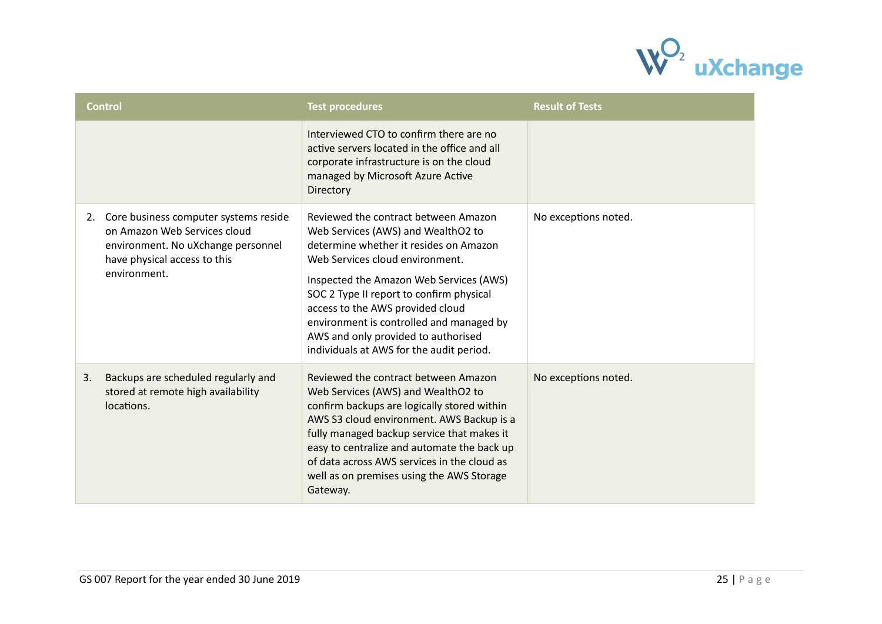| Control | Test procedures | Result of Tests |
|---|---|---|
| | Interviewed CTO to confirm there are no active servers located in the office and all corporate infrastructure is on the cloud managed by Microsoft Azure Active Directory | |
| 2. Core business computer systems reside on Amazon Web Services cloud environment. No uXchange personnel have physical access to this environment. | Reviewed the contract between Amazon Web Services (AWS) and WealthO2 to determine whether it resides on Amazon Web Services cloud environment.<br><br>Inspected the Amazon Web Services (AWS) SOC 2 Type II report to confirm physical access to the AWS provided cloud environment is controlled and managed by AWS and only provided to authorised individuals at AWS for the audit period. | No exceptions noted. |
| 3. Backups are scheduled regularly and stored at remote high availability locations. | Reviewed the contract between Amazon Web Services (AWS) and WealthO2 to confirm backups are logically stored within AWS S3 cloud environment. AWS Backup is a fully managed backup service that makes it easy to centralize and automate the back up of data across AWS services in the cloud as well as on premises using the AWS Storage Gateway. | No exceptions noted. |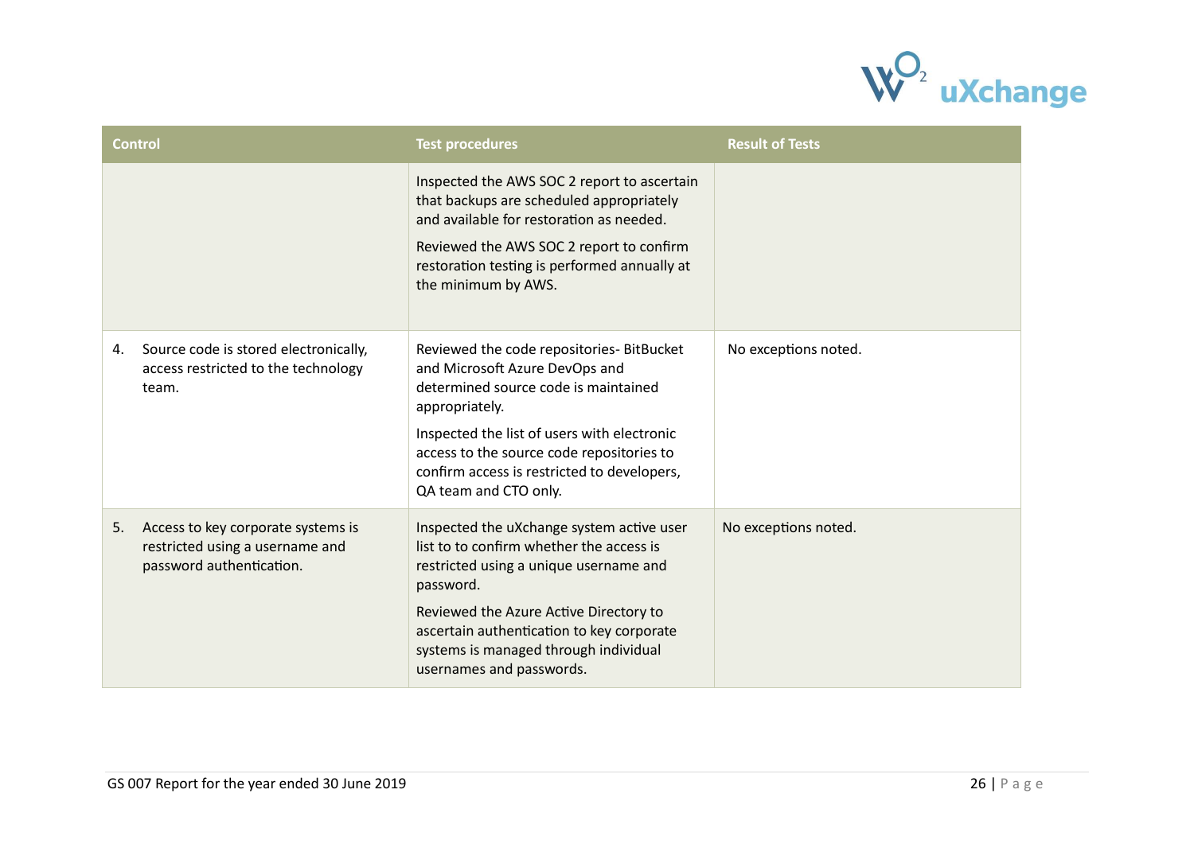| Control | Test procedures | Result of Tests |
|---|---|---|
| | Inspected the AWS SOC 2 report to ascertain that backups are scheduled appropriately and available for restoration as needed.<br><br>Reviewed the AWS SOC 2 report to confirm restoration testing is performed annually at the minimum by AWS. | |
| 4. Source code is stored electronically, access restricted to the technology team. | Reviewed the code repositories- BitBucket and Microsoft Azure DevOps and determined source code is maintained appropriately.<br><br>Inspected the list of users with electronic access to the source code repositories to confirm access is restricted to developers, QA team and CTO only. | No exceptions noted. |
| 5. Access to key corporate systems is restricted using a username and password authentication. | Inspected the uXchange system active user list to to confirm whether the access is restricted using a unique username and password.<br><br>Reviewed the Azure Active Directory to ascertain authentication to key corporate systems is managed through individual usernames and passwords. | No exceptions noted. |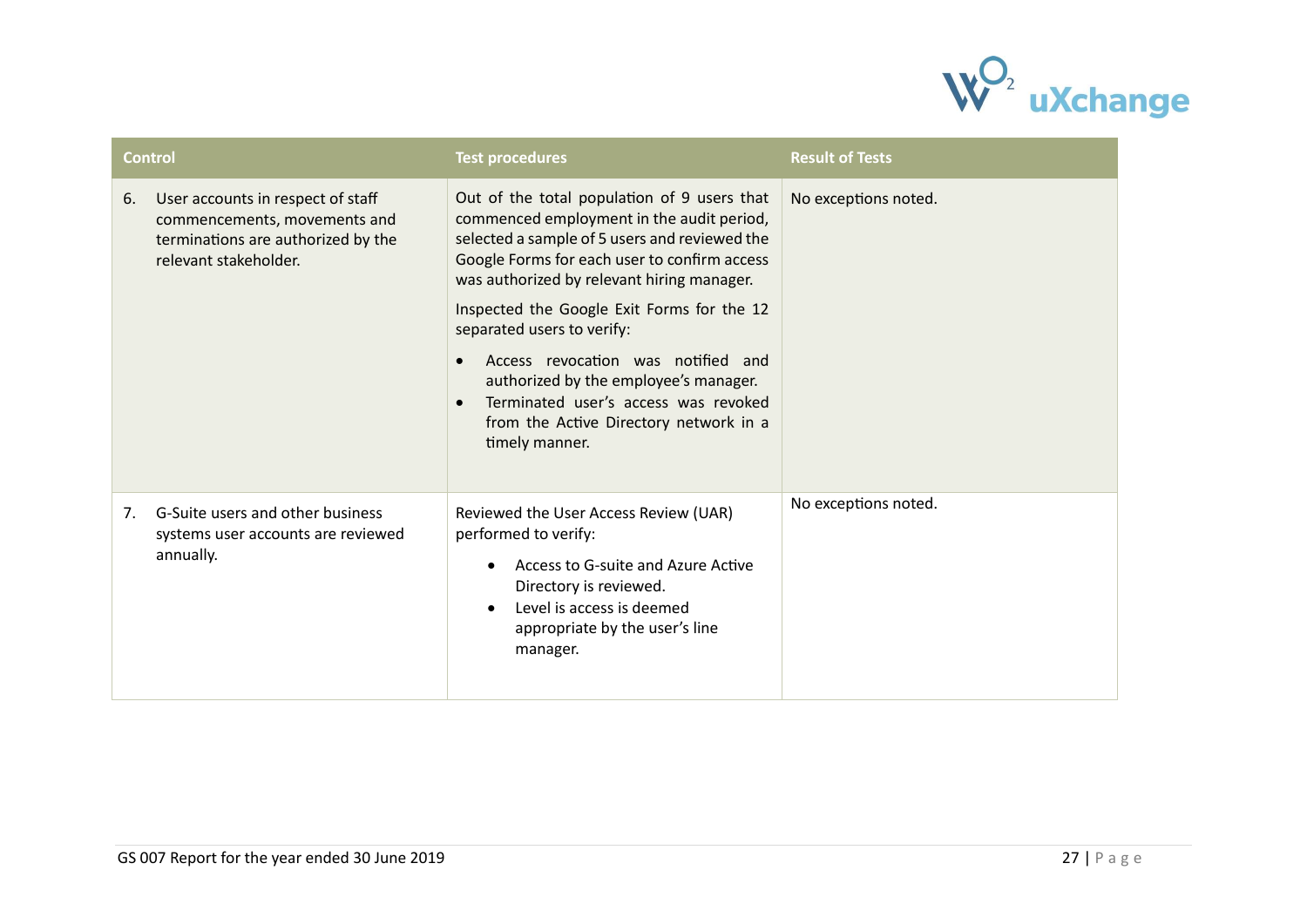| Control | Test procedures | Result of Tests |
| --- | --- | --- |
| 6. User accounts in respect of staff commencements, movements and terminations are authorized by the relevant stakeholder. | Out of the total population of 9 users that commenced employment in the audit period, selected a sample of 5 users and reviewed the Google Forms for each user to confirm access was authorized by relevant hiring manager.<br><br>Inspected the Google Exit Forms for the 12 separated users to verify:<br>• Access revocation was notified and authorized by the employee's manager.<br>• Terminated user's access was revoked from the Active Directory network in a timely manner. | No exceptions noted. |
| 7. G-Suite users and other business systems user accounts are reviewed annually. | Reviewed the User Access Review (UAR) performed to verify:<br>• Access to G-suite and Azure Active Directory is reviewed.<br>• Level is access is deemed appropriate by the user's line manager. | No exceptions noted. |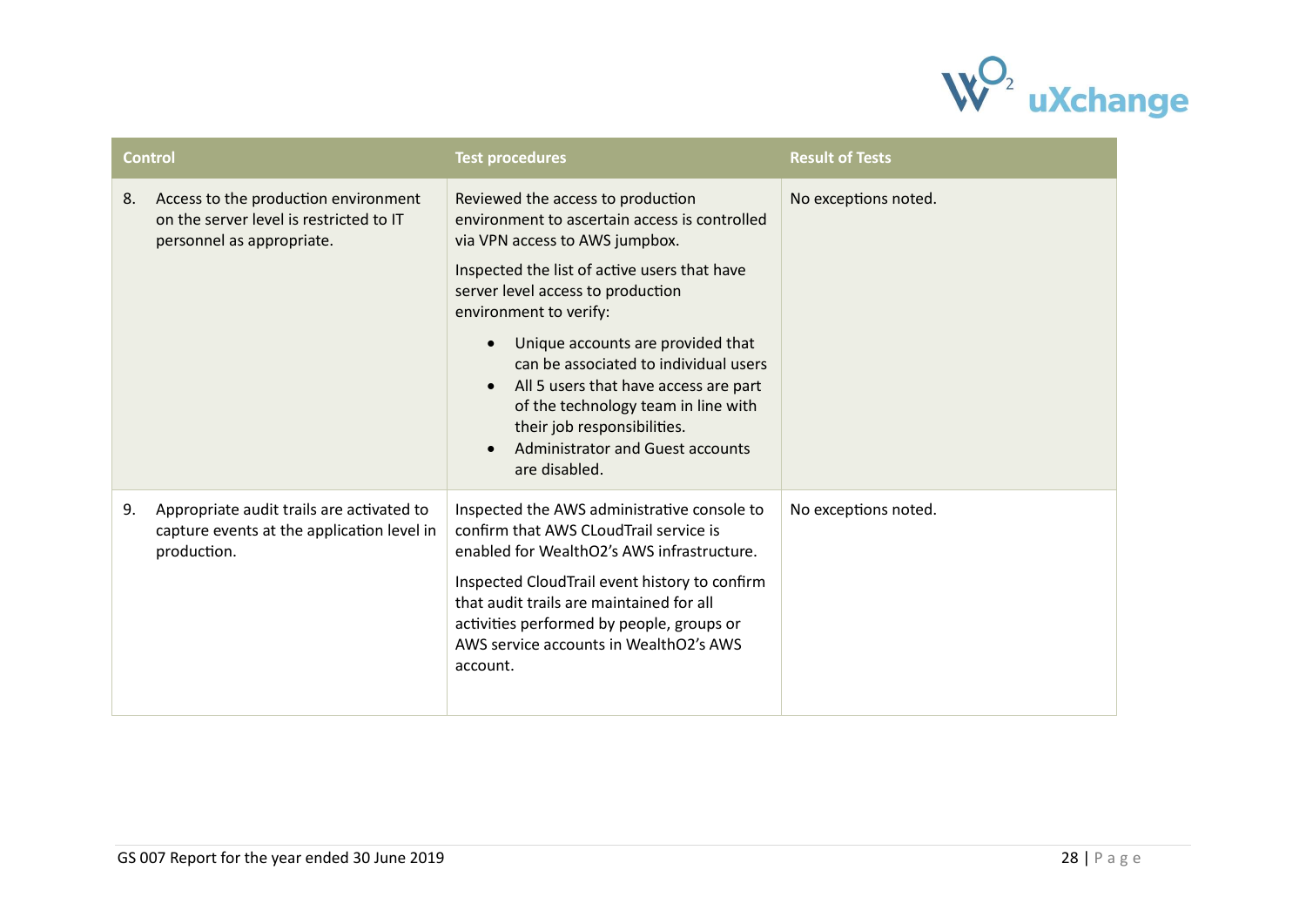| Control | Test procedures | Result of Tests |
| --- | --- | --- |
| 8. Access to the production environment on the server level is restricted to IT personnel as appropriate. | Reviewed the access to production environment to ascertain access is controlled via VPN access to AWS jumpbox.<br><br>Inspected the list of active users that have server level access to production environment to verify:<br><br>• Unique accounts are provided that can be associated to individual users<br>• All 5 users that have access are part of the technology team in line with their job responsibilities.<br>• Administrator and Guest accounts are disabled. | No exceptions noted. |
| 9. Appropriate audit trails are activated to capture events at the application level in production. | Inspected the AWS administrative console to confirm that AWS CLoudTrail service is enabled for WealthO2's AWS infrastructure.<br><br>Inspected CloudTrail event history to confirm that audit trails are maintained for all activities performed by people, groups or AWS service accounts in WealthO2's AWS account. | No exceptions noted. |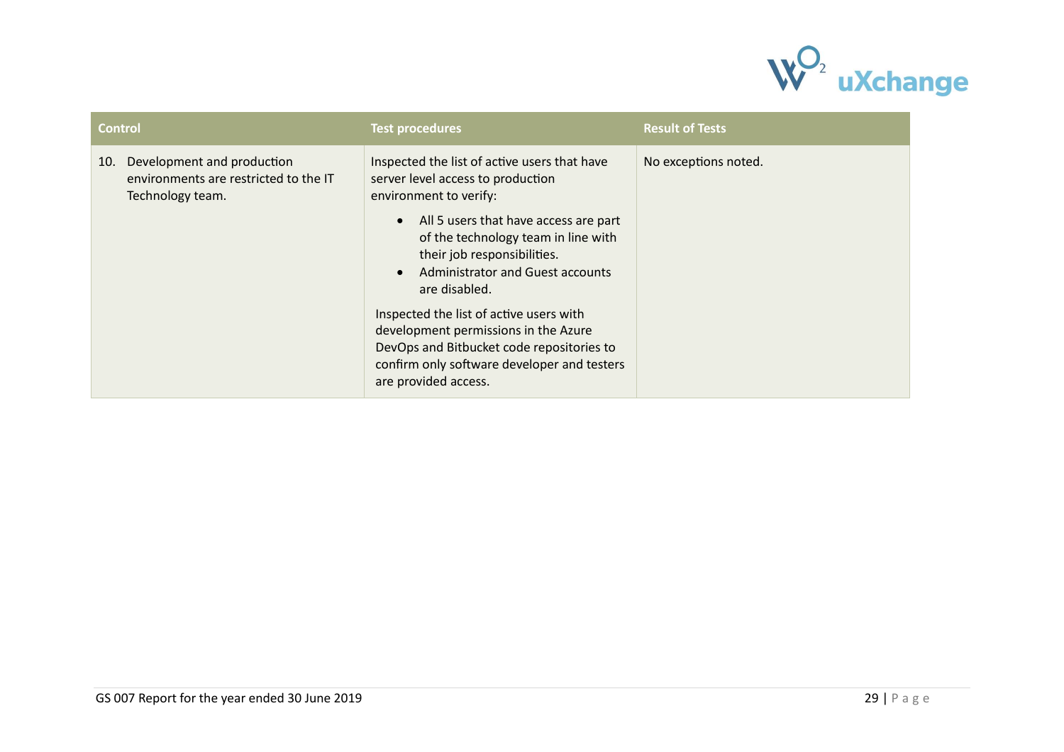| Control | Test procedures | Result of Tests |
|---|---|---|
| 10. Development and production environments are restricted to the IT Technology team. | Inspected the list of active users that have server level access to production environment to verify:<br>• All 5 users that have access are part of the technology team in line with their job responsibilities.<br>• Administrator and Guest accounts are disabled.<br><br>Inspected the list of active users with development permissions in the Azure DevOps and Bitbucket code repositories to confirm only software developer and testers are provided access. | No exceptions noted. |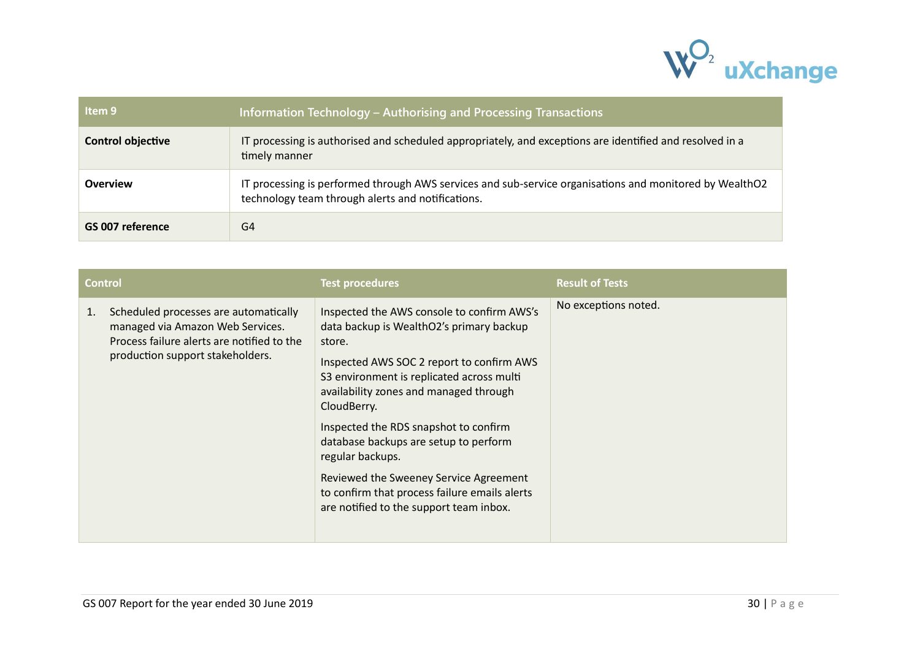| Item 9 | Information Technology – Authorising and Processing Transactions |
|---|---|
| **Control objective** | IT processing is authorised and scheduled appropriately, and exceptions are identified and resolved in a timely manner |
| **Overview** | IT processing is performed through AWS services and sub-service organisations and monitored by WealthO2 technology team through alerts and notifications. |
| **GS 007 reference** | G4 |

| Control | Test procedures | Result of Tests |
|---|---|---|
| 1. Scheduled processes are automatically managed via Amazon Web Services. Process failure alerts are notified to the production support stakeholders. | Inspected the AWS console to confirm AWS's data backup is WealthO2's primary backup store.<br><br>Inspected AWS SOC 2 report to confirm AWS S3 environment is replicated across multi availability zones and managed through CloudBerry.<br><br>Inspected the RDS snapshot to confirm database backups are setup to perform regular backups.<br><br>Reviewed the Sweeney Service Agreement to confirm that process failure emails alerts are notified to the support team inbox. | No exceptions noted. |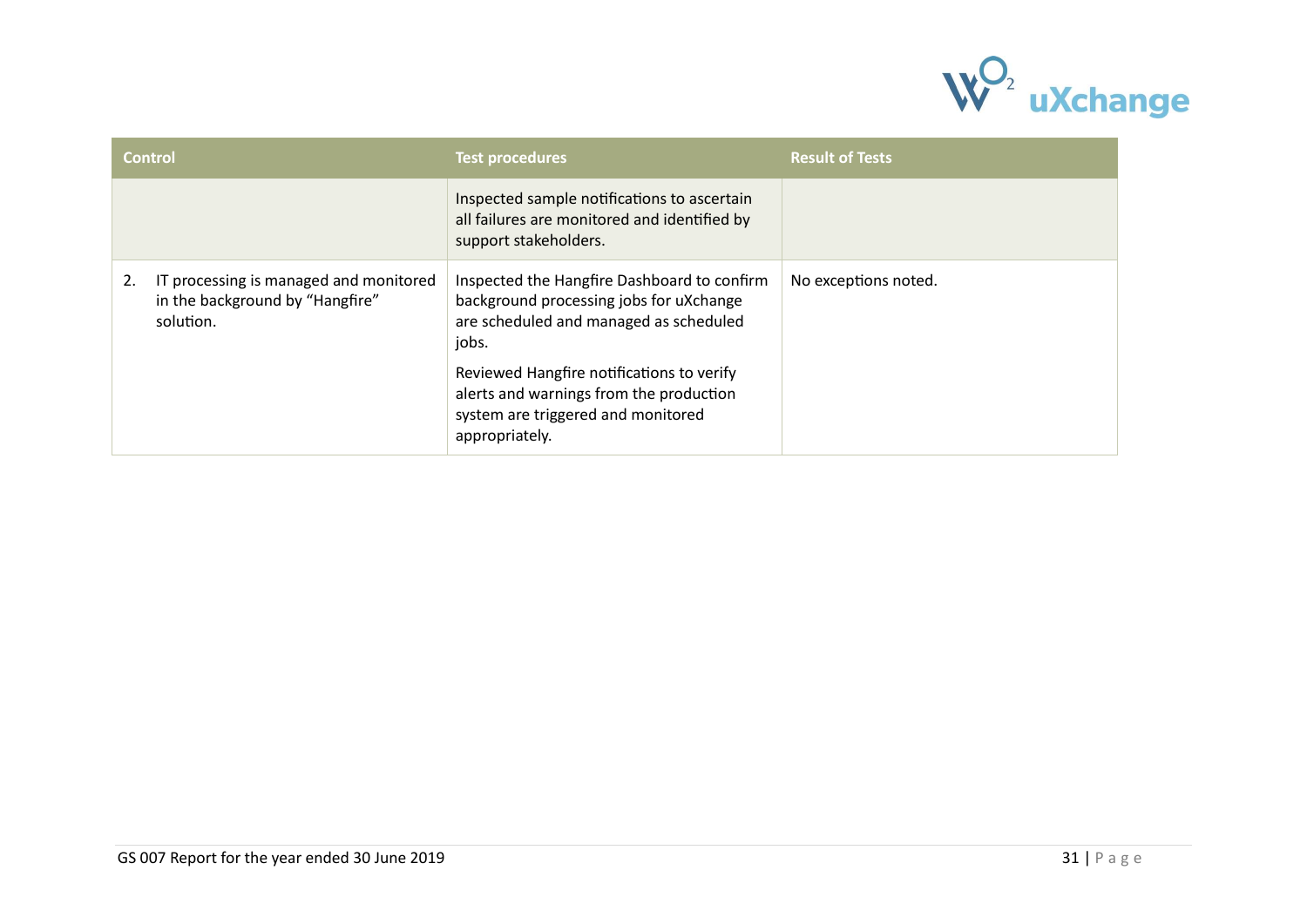| Control | Test procedures | Result of Tests |
|---|---|---|
| | Inspected sample notifications to ascertain all failures are monitored and identified by support stakeholders. | |
| 2. IT processing is managed and monitored in the background by "Hangfire" solution. | Inspected the Hangfire Dashboard to confirm background processing jobs for uXchange are scheduled and managed as scheduled jobs.<br><br>Reviewed Hangfire notifications to verify alerts and warnings from the production system are triggered and monitored appropriately. | No exceptions noted. |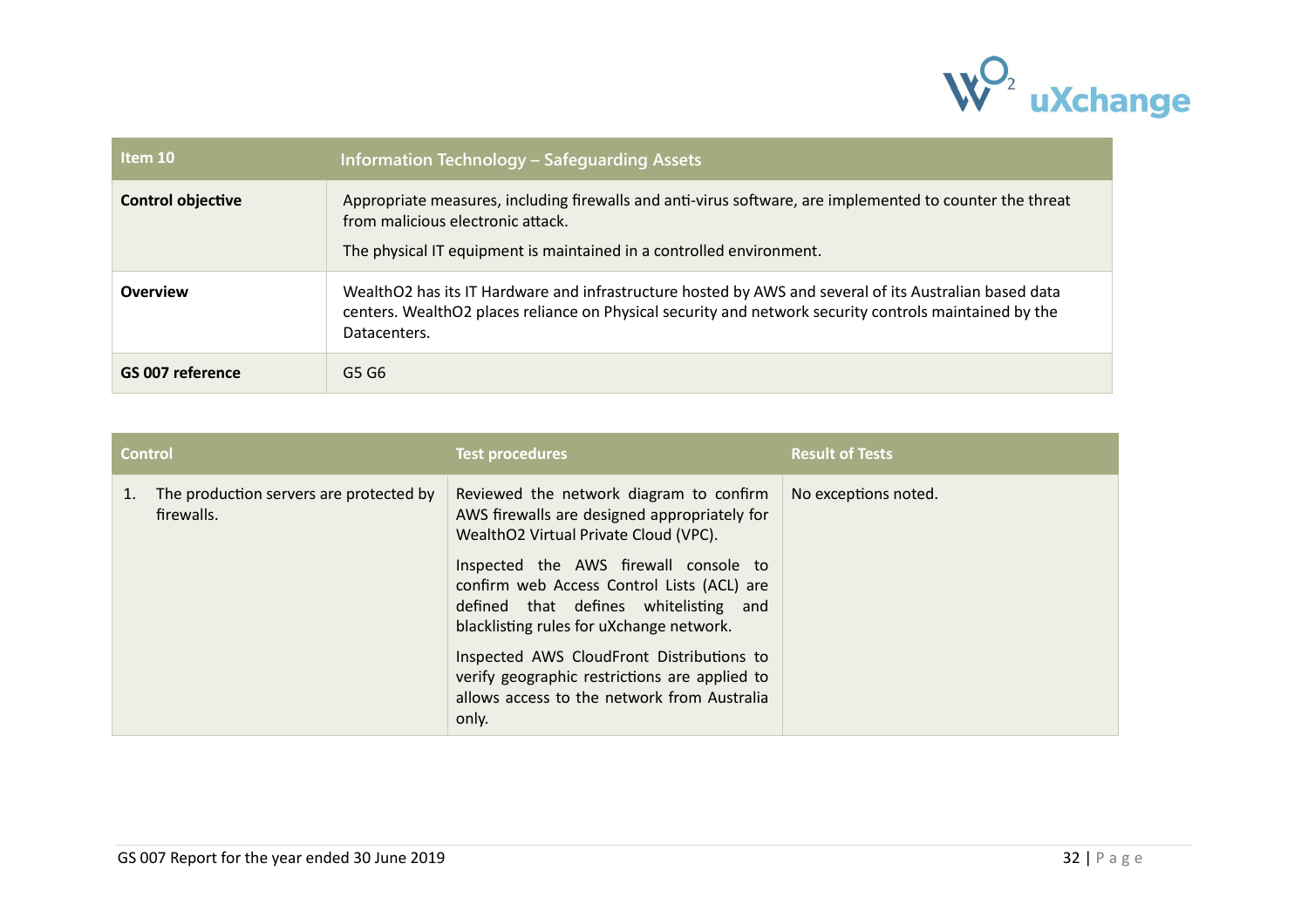| Item 10 | Information Technology – Safeguarding Assets |
|---|---|
| **Control objective** | Appropriate measures, including firewalls and anti-virus software, are implemented to counter the threat from malicious electronic attack.<br><br>The physical IT equipment is maintained in a controlled environment. |
| **Overview** | WealthO2 has its IT Hardware and infrastructure hosted by AWS and several of its Australian based data centers. WealthO2 places reliance on Physical security and network security controls maintained by the Datacenters. |
| **GS 007 reference** | G5 G6 |

| Control | Test procedures | Result of Tests |
|---|---|---|
| 1. The production servers are protected by firewalls. | Reviewed the network diagram to confirm AWS firewalls are designed appropriately for WealthO2 Virtual Private Cloud (VPC).<br><br>Inspected the AWS firewall console to confirm web Access Control Lists (ACL) are defined that defines whitelisting and blacklisting rules for uXchange network.<br><br>Inspected AWS CloudFront Distributions to verify geographic restrictions are applied to allows access to the network from Australia only. | No exceptions noted. |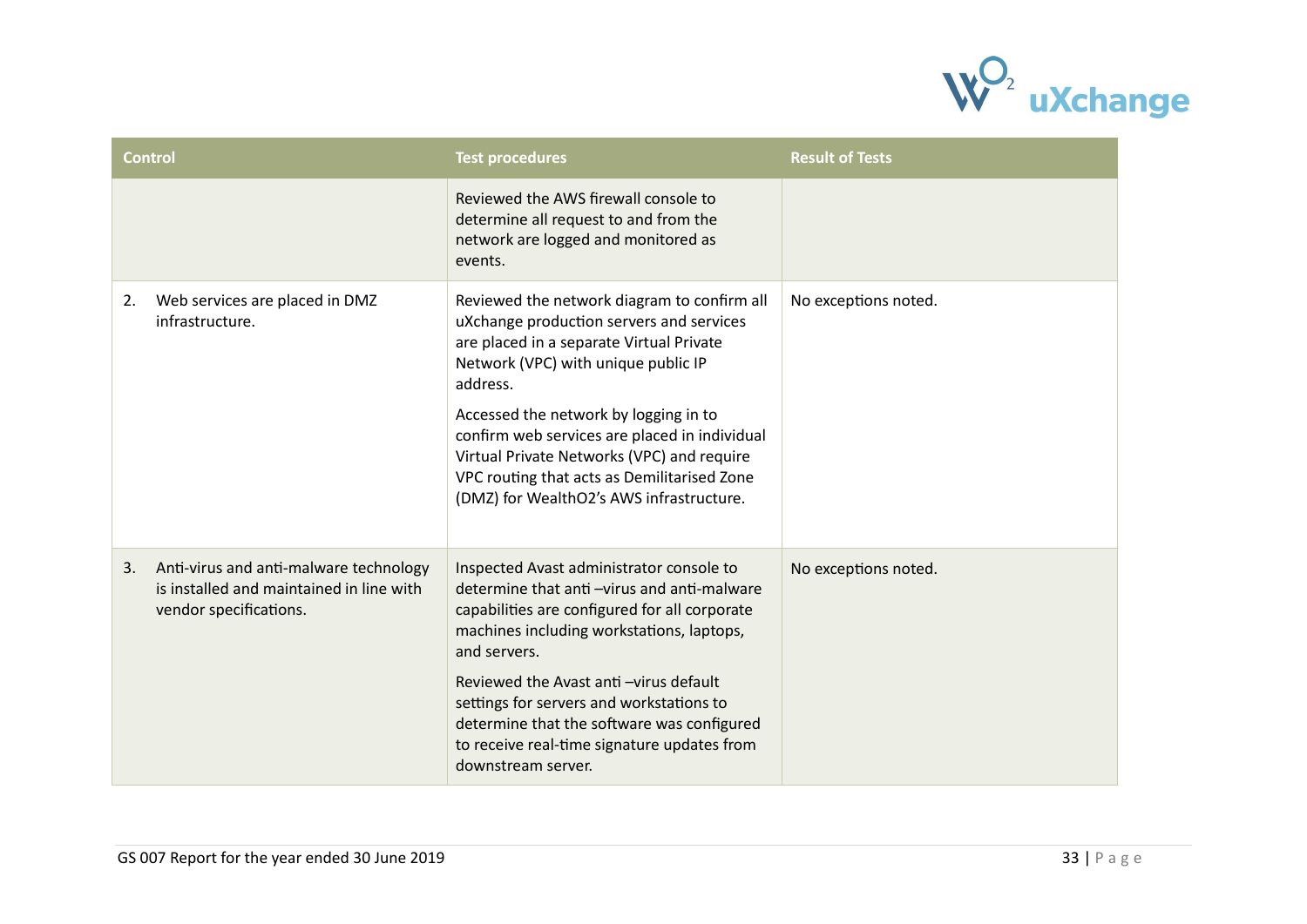| Control | Test procedures | Result of Tests |
|---|---|---|
| | Reviewed the AWS firewall console to determine all request to and from the network are logged and monitored as events. | |
| 2. Web services are placed in DMZ infrastructure. | Reviewed the network diagram to confirm all uXchange production servers and services are placed in a separate Virtual Private Network (VPC) with unique public IP address.<br><br>Accessed the network by logging in to confirm web services are placed in individual Virtual Private Networks (VPC) and require VPC routing that acts as Demilitarised Zone (DMZ) for WealthO2's AWS infrastructure. | No exceptions noted. |
| 3. Anti-virus and anti-malware technology is installed and maintained in line with vendor specifications. | Inspected Avast administrator console to determine that anti –virus and anti-malware capabilities are configured for all corporate machines including workstations, laptops, and servers.<br><br>Reviewed the Avast anti –virus default settings for servers and workstations to determine that the software was configured to receive real-time signature updates from downstream server. | No exceptions noted. |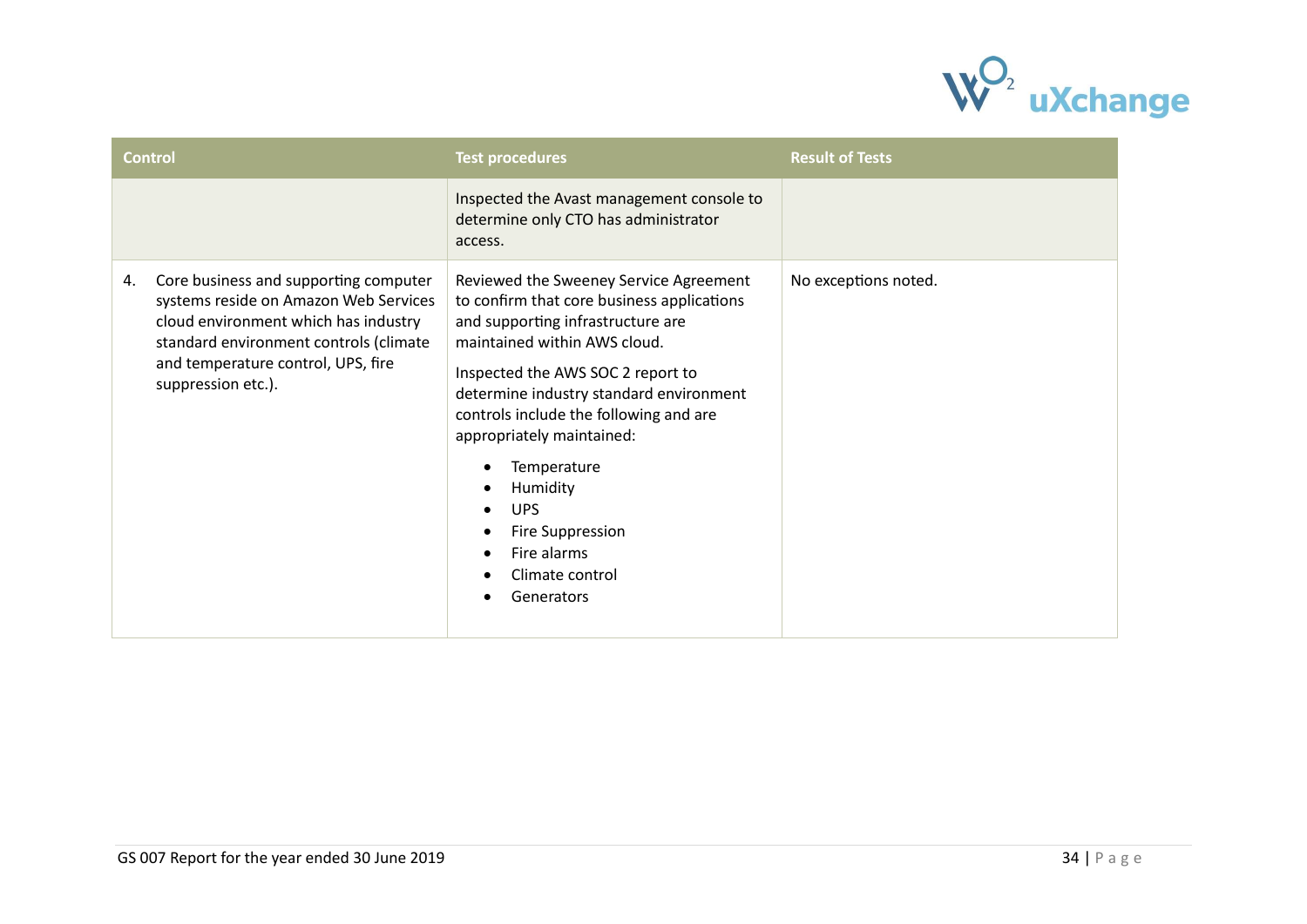| Control | Test procedures | Result of Tests |
|---|---|---|
| | Inspected the Avast management console to determine only CTO has administrator access. | |
| 4. Core business and supporting computer systems reside on Amazon Web Services cloud environment which has industry standard environment controls (climate and temperature control, UPS, fire suppression etc.). | Reviewed the Sweeney Service Agreement to confirm that core business applications and supporting infrastructure are maintained within AWS cloud.<br><br>Inspected the AWS SOC 2 report to determine industry standard environment controls include the following and are appropriately maintained:<br>• Temperature<br>• Humidity<br>• UPS<br>• Fire Suppression<br>• Fire alarms<br>• Climate control<br>• Generators | No exceptions noted. |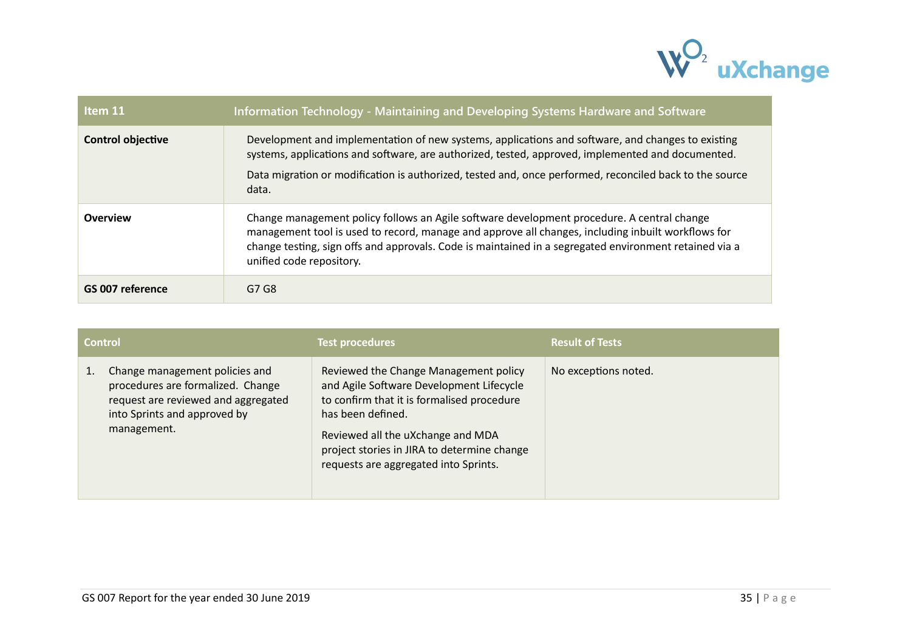| Item 11 | Information Technology - Maintaining and Developing Systems Hardware and Software |
|---|---|
| **Control objective** | Development and implementation of new systems, applications and software, and changes to existing systems, applications and software, are authorized, tested, approved, implemented and documented.<br><br>Data migration or modification is authorized, tested and, once performed, reconciled back to the source data. |
| **Overview** | Change management policy follows an Agile software development procedure. A central change management tool is used to record, manage and approve all changes, including inbuilt workflows for change testing, sign offs and approvals. Code is maintained in a segregated environment retained via a unified code repository. |
| **GS 007 reference** | G7 G8 |

| Control | Test procedures | Result of Tests |
|---|---|---|
| 1. Change management policies and procedures are formalized. Change request are reviewed and aggregated into Sprints and approved by management. | Reviewed the Change Management policy and Agile Software Development Lifecycle to confirm that it is formalised procedure has been defined.<br><br>Reviewed all the uXchange and MDA project stories in JIRA to determine change requests are aggregated into Sprints. | No exceptions noted. |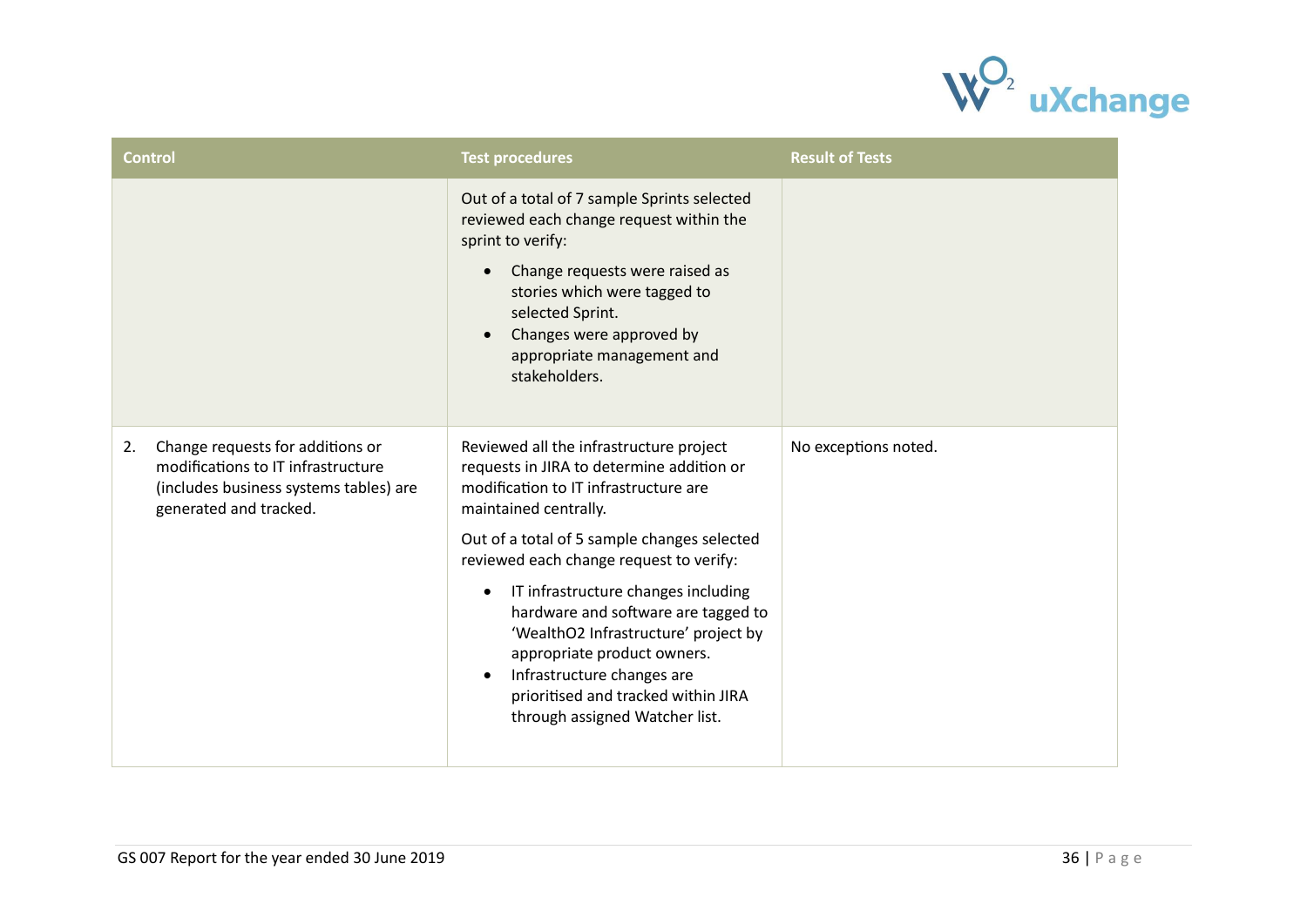| Control | Test procedures | Result of Tests |
| --- | --- | --- |
| | Out of a total of 7 sample Sprints selected reviewed each change request within the sprint to verify:<br>• Change requests were raised as stories which were tagged to selected Sprint.<br>• Changes were approved by appropriate management and stakeholders. | |
| 2. Change requests for additions or modifications to IT infrastructure (includes business systems tables) are generated and tracked. | Reviewed all the infrastructure project requests in JIRA to determine addition or modification to IT infrastructure are maintained centrally.<br>Out of a total of 5 sample changes selected reviewed each change request to verify:<br>• IT infrastructure changes including hardware and software are tagged to 'WealthO2 Infrastructure' project by appropriate product owners.<br>• Infrastructure changes are prioritised and tracked within JIRA through assigned Watcher list. | No exceptions noted. |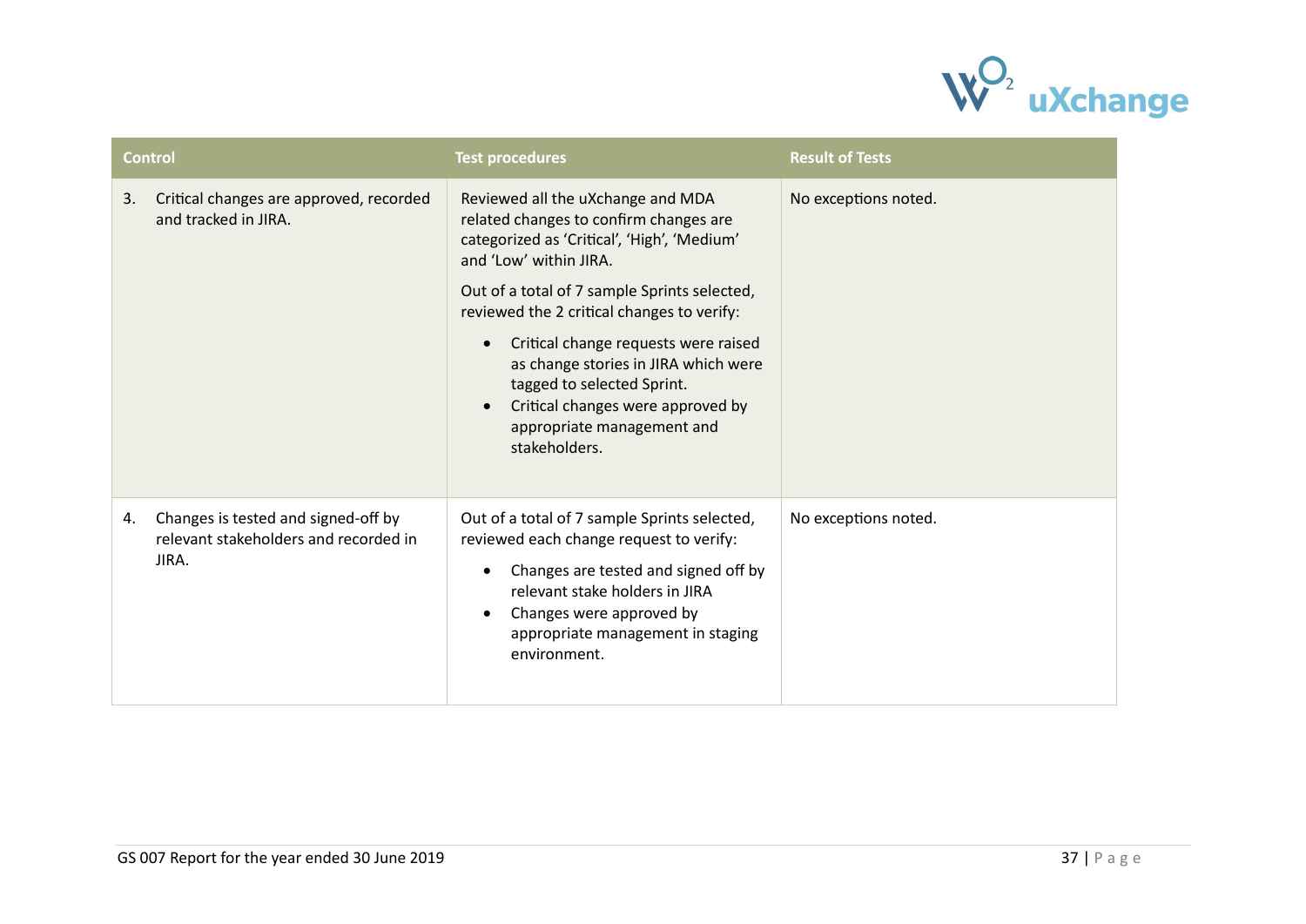| Control | Test procedures | Result of Tests |
| --- | --- | --- |
| 3. Critical changes are approved, recorded and tracked in JIRA. | Reviewed all the uXchange and MDA related changes to confirm changes are categorized as 'Critical', 'High', 'Medium' and 'Low' within JIRA.<br><br>Out of a total of 7 sample Sprints selected, reviewed the 2 critical changes to verify:<br>• Critical change requests were raised as change stories in JIRA which were tagged to selected Sprint.<br>• Critical changes were approved by appropriate management and stakeholders. | No exceptions noted. |
| 4. Changes is tested and signed-off by relevant stakeholders and recorded in JIRA. | Out of a total of 7 sample Sprints selected, reviewed each change request to verify:<br>• Changes are tested and signed off by relevant stake holders in JIRA<br>• Changes were approved by appropriate management in staging environment. | No exceptions noted. |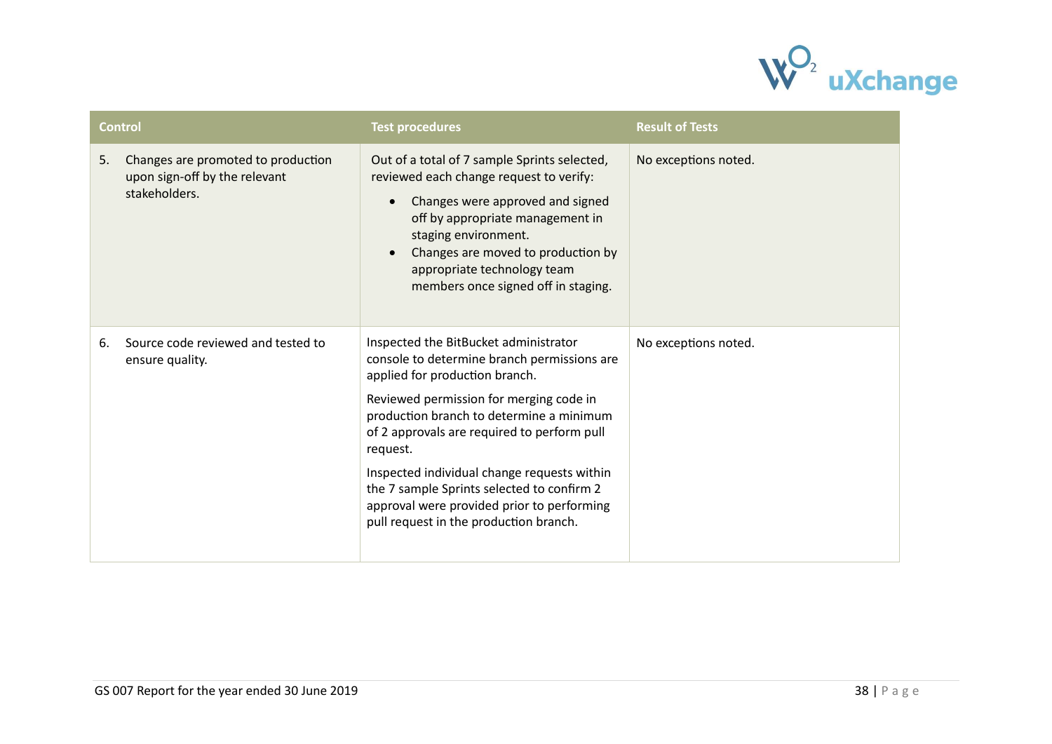| Control | Test procedures | Result of Tests |
|---|---|---|
| 5. Changes are promoted to production upon sign-off by the relevant stakeholders. | Out of a total of 7 sample Sprints selected, reviewed each change request to verify:<br>• Changes were approved and signed off by appropriate management in staging environment.<br>• Changes are moved to production by appropriate technology team members once signed off in staging. | No exceptions noted. |
| 6. Source code reviewed and tested to ensure quality. | Inspected the BitBucket administrator console to determine branch permissions are applied for production branch.<br><br>Reviewed permission for merging code in production branch to determine a minimum of 2 approvals are required to perform pull request.<br><br>Inspected individual change requests within the 7 sample Sprints selected to confirm 2 approval were provided prior to performing pull request in the production branch. | No exceptions noted. |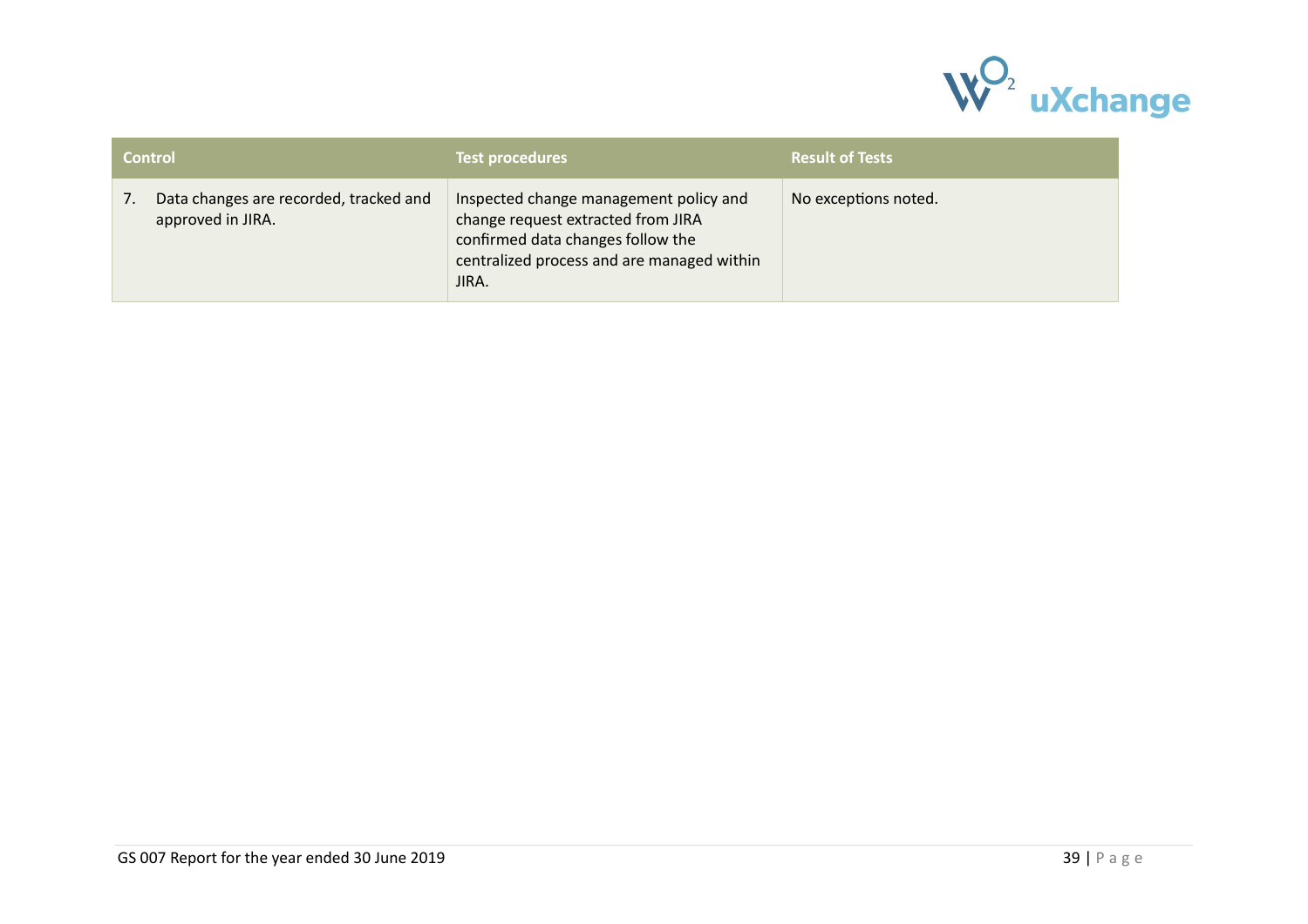| Control | Test procedures | Result of Tests |
|---|---|---|
| 7. Data changes are recorded, tracked and approved in JIRA. | Inspected change management policy and change request extracted from JIRA confirmed data changes follow the centralized process and are managed within JIRA. | No exceptions noted. |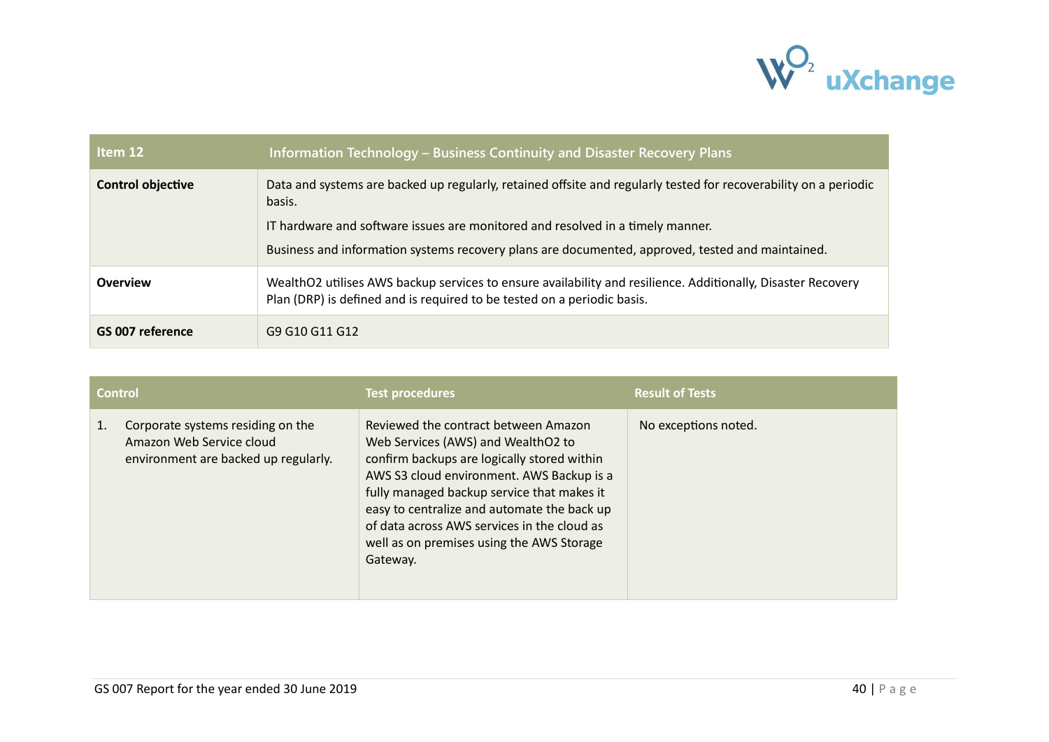| Item 12 | Information Technology – Business Continuity and Disaster Recovery Plans |
| --- | --- |
| **Control objective** | Data and systems are backed up regularly, retained offsite and regularly tested for recoverability on a periodic basis.<br><br>IT hardware and software issues are monitored and resolved in a timely manner.<br><br>Business and information systems recovery plans are documented, approved, tested and maintained. |
| **Overview** | WealthO2 utilises AWS backup services to ensure availability and resilience. Additionally, Disaster Recovery Plan (DRP) is defined and is required to be tested on a periodic basis. |
| **GS 007 reference** | G9 G10 G11 G12 |

| Control | Test procedures | Result of Tests |
| --- | --- | --- |
| 1. Corporate systems residing on the Amazon Web Service cloud environment are backed up regularly. | Reviewed the contract between Amazon Web Services (AWS) and WealthO2 to confirm backups are logically stored within AWS S3 cloud environment. AWS Backup is a fully managed backup service that makes it easy to centralize and automate the back up of data across AWS services in the cloud as well as on premises using the AWS Storage Gateway. | No exceptions noted. |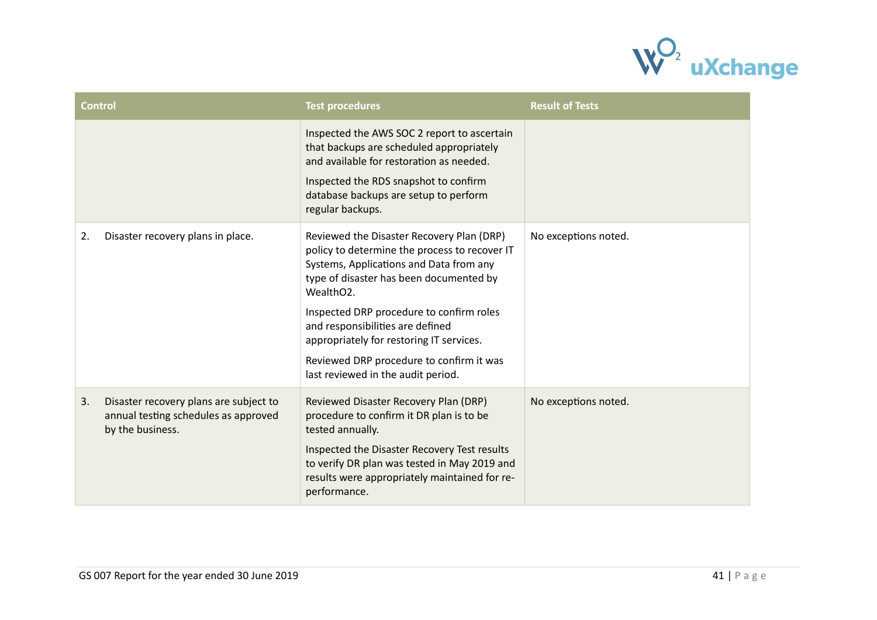| Control | Test procedures | Result of Tests |
| --- | --- | --- |
| | Inspected the AWS SOC 2 report to ascertain that backups are scheduled appropriately and available for restoration as needed.<br><br>Inspected the RDS snapshot to confirm database backups are setup to perform regular backups. | |
| 2. Disaster recovery plans in place. | Reviewed the Disaster Recovery Plan (DRP) policy to determine the process to recover IT Systems, Applications and Data from any type of disaster has been documented by WealthO2.<br><br>Inspected DRP procedure to confirm roles and responsibilities are defined appropriately for restoring IT services.<br><br>Reviewed DRP procedure to confirm it was last reviewed in the audit period. | No exceptions noted. |
| 3. Disaster recovery plans are subject to annual testing schedules as approved by the business. | Reviewed Disaster Recovery Plan (DRP) procedure to confirm it DR plan is to be tested annually.<br><br>Inspected the Disaster Recovery Test results to verify DR plan was tested in May 2019 and results were appropriately maintained for re-performance. | No exceptions noted. |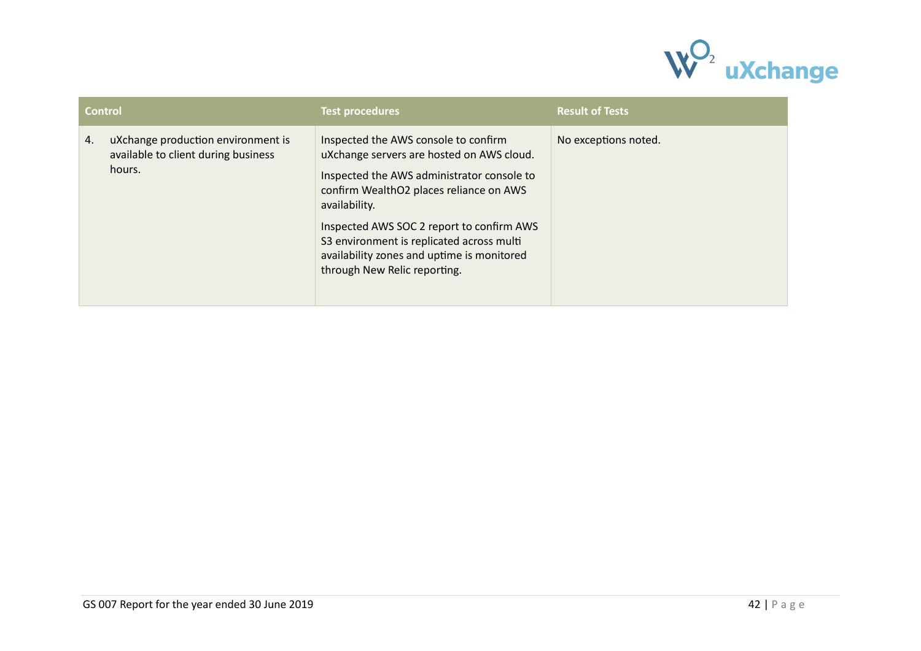| Control | Test procedures | Result of Tests |
|---|---|---|
| 4. uXchange production environment is available to client during business hours. | Inspected the AWS console to confirm uXchange servers are hosted on AWS cloud.<br><br>Inspected the AWS administrator console to confirm WealthO2 places reliance on AWS availability.<br><br>Inspected AWS SOC 2 report to confirm AWS S3 environment is replicated across multi availability zones and uptime is monitored through New Relic reporting. | No exceptions noted. |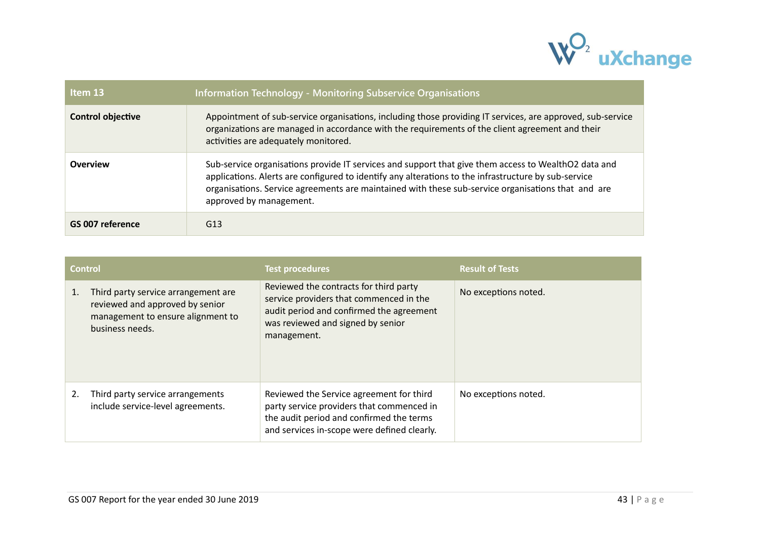| Item 13 | Information Technology - Monitoring Subservice Organisations |
|---|---|
| **Control objective** | Appointment of sub-service organisations, including those providing IT services, are approved, sub-service organizations are managed in accordance with the requirements of the client agreement and their activities are adequately monitored. |
| **Overview** | Sub-service organisations provide IT services and support that give them access to WealthO2 data and applications. Alerts are configured to identify any alterations to the infrastructure by sub-service organisations. Service agreements are maintained with these sub-service organisations that and are approved by management. |
| **GS 007 reference** | G13 |

| Control | Test procedures | Result of Tests |
|---|---|---|
| 1. Third party service arrangement are reviewed and approved by senior management to ensure alignment to business needs. | Reviewed the contracts for third party service providers that commenced in the audit period and confirmed the agreement was reviewed and signed by senior management. | No exceptions noted. |
| 2. Third party service arrangements include service-level agreements. | Reviewed the Service agreement for third party service providers that commenced in the audit period and confirmed the terms and services in-scope were defined clearly. | No exceptions noted. |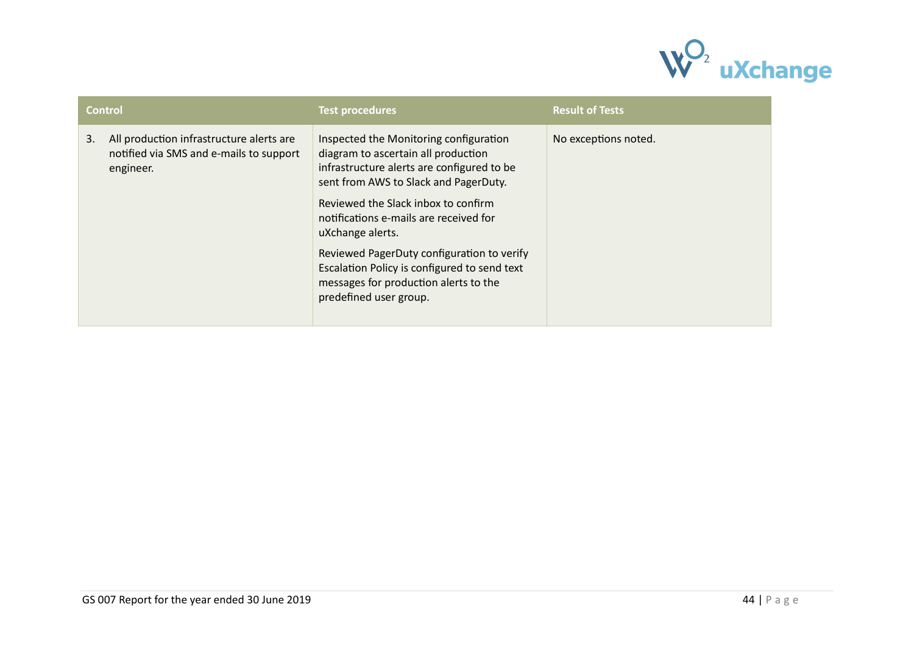| Control | Test procedures | Result of Tests |
|---|---|---|
| 3. All production infrastructure alerts are notified via SMS and e-mails to support engineer. | Inspected the Monitoring configuration diagram to ascertain all production infrastructure alerts are configured to be sent from AWS to Slack and PagerDuty.<br><br>Reviewed the Slack inbox to confirm notifications e-mails are received for uXchange alerts.<br><br>Reviewed PagerDuty configuration to verify Escalation Policy is configured to send text messages for production alerts to the predefined user group. | No exceptions noted. |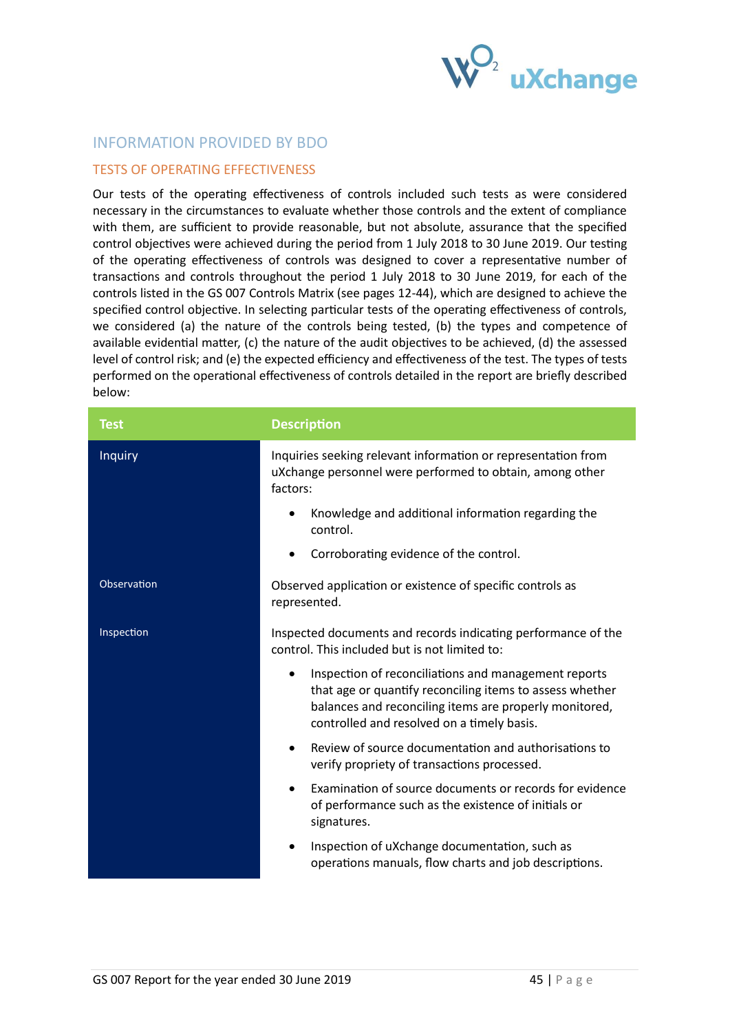## INFORMATION PROVIDED BY BDO

### TESTS OF OPERATING EFFECTIVENESS

Our tests of the operating effectiveness of controls included such tests as were considered necessary in the circumstances to evaluate whether those controls and the extent of compliance with them, are sufficient to provide reasonable, but not absolute, assurance that the specified control objectives were achieved during the period from 1 July 2018 to 30 June 2019. Our testing of the operating effectiveness of controls was designed to cover a representative number of transactions and controls throughout the period 1 July 2018 to 30 June 2019, for each of the controls listed in the GS 007 Controls Matrix (see pages 12-44), which are designed to achieve the specified control objective. In selecting particular tests of the operating effectiveness of controls, we considered (a) the nature of the controls being tested, (b) the types and competence of available evidential matter, (c) the nature of the audit objectives to be achieved, (d) the assessed level of control risk; and (e) the expected efficiency and effectiveness of the test. The types of tests performed on the operational effectiveness of controls detailed in the report are briefly described below:

| Test | Description |
|---|---|
| Inquiry | Inquiries seeking relevant information or representation from uXchange personnel were performed to obtain, among other factors:<br>• Knowledge and additional information regarding the control.<br>• Corroborating evidence of the control. |
| Observation | Observed application or existence of specific controls as represented. |
| Inspection | Inspected documents and records indicating performance of the control. This included but is not limited to:<br>• Inspection of reconciliations and management reports that age or quantify reconciling items to assess whether balances and reconciling items are properly monitored, controlled and resolved on a timely basis.<br>• Review of source documentation and authorisations to verify propriety of transactions processed.<br>• Examination of source documents or records for evidence of performance such as the existence of initials or signatures.<br>• Inspection of uXchange documentation, such as operations manuals, flow charts and job descriptions. |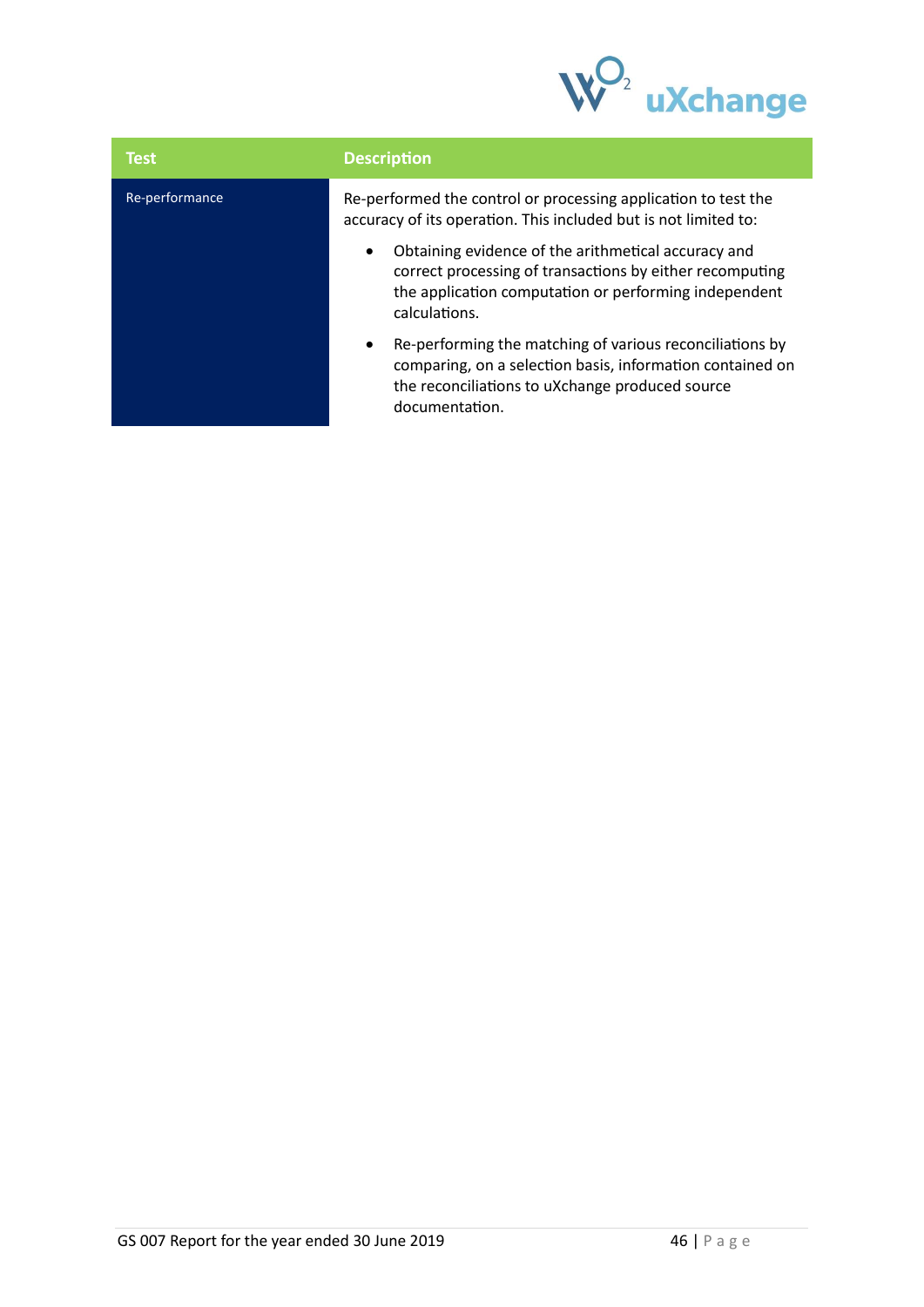| Test | Description |
| --- | --- |
| Re-performance | Re-performed the control or processing application to test the accuracy of its operation. This included but is not limited to:<br>• Obtaining evidence of the arithmetical accuracy and correct processing of transactions by either recomputing the application computation or performing independent calculations.<br>• Re-performing the matching of various reconciliations by comparing, on a selection basis, information contained on the reconciliations to uXchange produced source documentation. |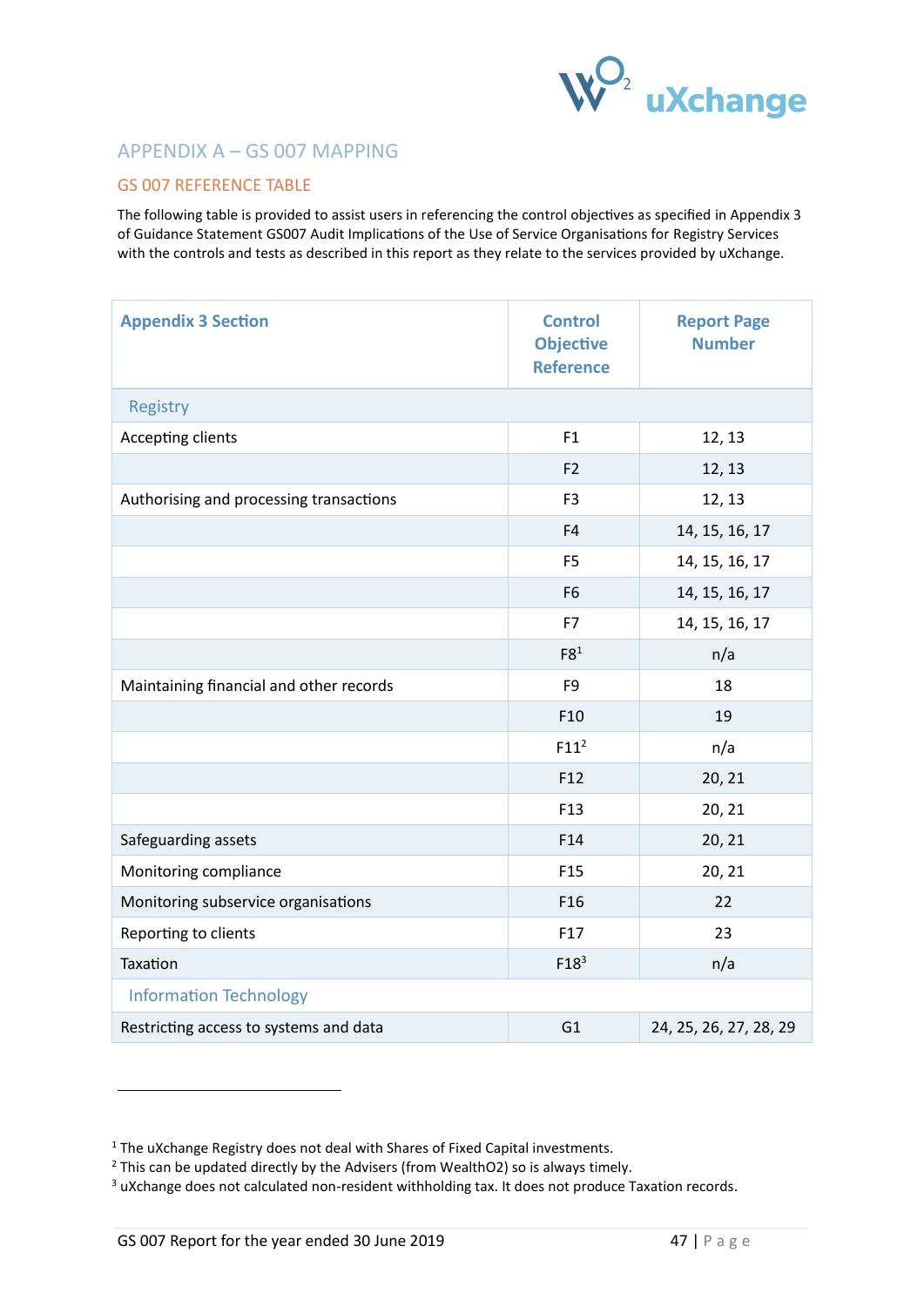# APPENDIX A – GS 007 MAPPING

## GS 007 REFERENCE TABLE

The following table is provided to assist users in referencing the control objectives as specified in Appendix 3 of Guidance Statement GS007 Audit Implications of the Use of Service Organisations for Registry Services with the controls and tests as described in this report as they relate to the services provided by uXchange.

| Appendix 3 Section | Control Objective Reference | Report Page Number |
|---|---|---|
| **Registry** | | |
| Accepting clients | F1 | 12, 13 |
| | F2 | 12, 13 |
| Authorising and processing transactions | F3 | 12, 13 |
| | F4 | 14, 15, 16, 17 |
| | F5 | 14, 15, 16, 17 |
| | F6 | 14, 15, 16, 17 |
| | F7 | 14, 15, 16, 17 |
| | F8[1] | n/a |
| Maintaining financial and other records | F9 | 18 |
| | F10 | 19 |
| | F11[2] | n/a |
| | F12 | 20, 21 |
| | F13 | 20, 21 |
| Safeguarding assets | F14 | 20, 21 |
| Monitoring compliance | F15 | 20, 21 |
| Monitoring subservice organisations | F16 | 22 |
| Reporting to clients | F17 | 23 |
| Taxation | F18[3] | n/a |
| **Information Technology** | | |
| Restricting access to systems and data | G1 | 24, 25, 26, 27, 28, 29 |

[1] The uXchange Registry does not deal with Shares of Fixed Capital investments.

[2] This can be updated directly by the Advisers (from WealthO2) so is always timely.

[3] uXchange does not calculated non-resident withholding tax. It does not produce Taxation records.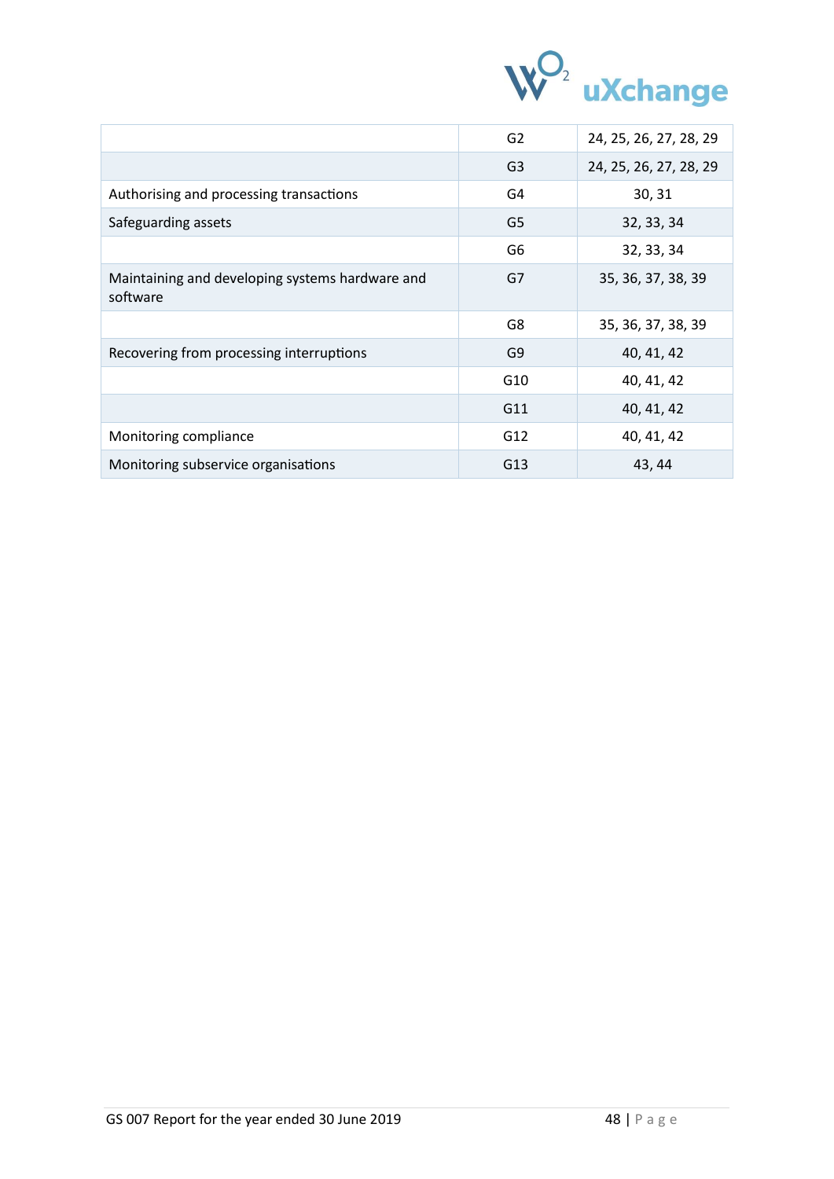| | | |
|---|---|---|
| | G2 | 24, 25, 26, 27, 28, 29 |
| | G3 | 24, 25, 26, 27, 28, 29 |
| Authorising and processing transactions | G4 | 30, 31 |
| Safeguarding assets | G5 | 32, 33, 34 |
| | G6 | 32, 33, 34 |
| Maintaining and developing systems hardware and software | G7 | 35, 36, 37, 38, 39 |
| | G8 | 35, 36, 37, 38, 39 |
| Recovering from processing interruptions | G9 | 40, 41, 42 |
| | G10 | 40, 41, 42 |
| | G11 | 40, 41, 42 |
| Monitoring compliance | G12 | 40, 41, 42 |
| Monitoring subservice organisations | G13 | 43, 44 |